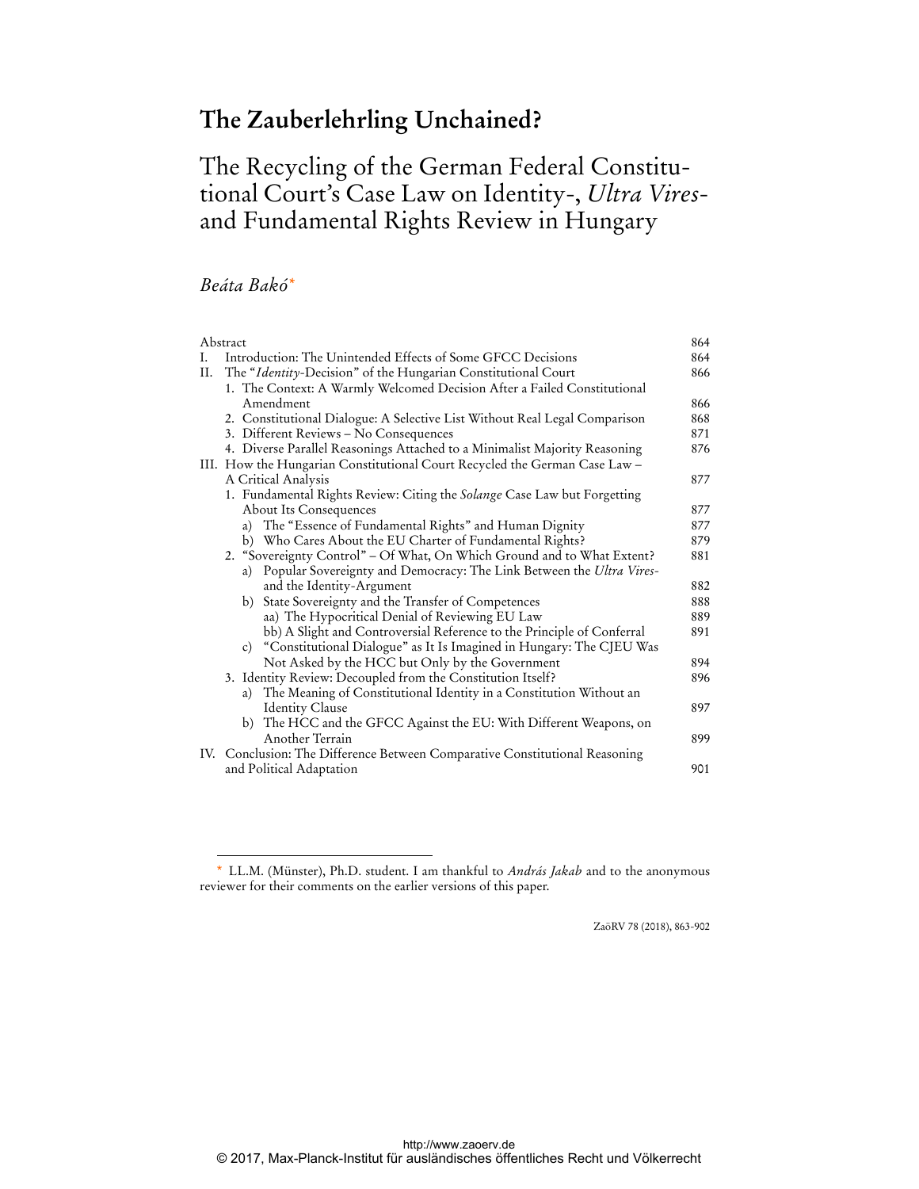# The Zauberlehrling Unchained?

## The Recycling of the German Federal Constitutional Court's Case Law on Identity-, *Ultra Vires*- and Fundamental Rights Review in Hungary

*Beáta Bakó*[*]

| | | |
|---|---|---|
| | Abstract | 864 |
| I. | Introduction: The Unintended Effects of Some GFCC Decisions | 864 |
| II. | The "*Identity*-Decision" of the Hungarian Constitutional Court | 866 |
| | 1. The Context: A Warmly Welcomed Decision After a Failed Constitutional Amendment | 866 |
| | 2. Constitutional Dialogue: A Selective List Without Real Legal Comparison | 868 |
| | 3. Different Reviews – No Consequences | 871 |
| | 4. Diverse Parallel Reasonings Attached to a Minimalist Majority Reasoning | 876 |
| III. | How the Hungarian Constitutional Court Recycled the German Case Law – A Critical Analysis | 877 |
| | 1. Fundamental Rights Review: Citing the *Solange* Case Law but Forgetting About Its Consequences | 877 |
| | a) The "Essence of Fundamental Rights" and Human Dignity | 877 |
| | b) Who Cares About the EU Charter of Fundamental Rights? | 879 |
| | 2. "Sovereignty Control" – Of What, On Which Ground and to What Extent? | 881 |
| | a) Popular Sovereignty and Democracy: The Link Between the *Ultra Vires*- and the Identity-Argument | 882 |
| | b) State Sovereignty and the Transfer of Competences | 888 |
| | aa) The Hypocritical Denial of Reviewing EU Law | 889 |
| | bb) A Slight and Controversial Reference to the Principle of Conferral | 891 |
| | c) "Constitutional Dialogue" as It Is Imagined in Hungary: The CJEU Was Not Asked by the HCC but Only by the Government | 894 |
| | 3. Identity Review: Decoupled from the Constitution Itself? | 896 |
| | a) The Meaning of Constitutional Identity in a Constitution Without an Identity Clause | 897 |
| | b) The HCC and the GFCC Against the EU: With Different Weapons, on Another Terrain | 899 |
| IV. | Conclusion: The Difference Between Comparative Constitutional Reasoning and Political Adaptation | 901 |

---

[*] LL.M. (Münster), Ph.D. student. I am thankful to *András Jakab* and to the anonymous reviewer for their comments on the earlier versions of this paper.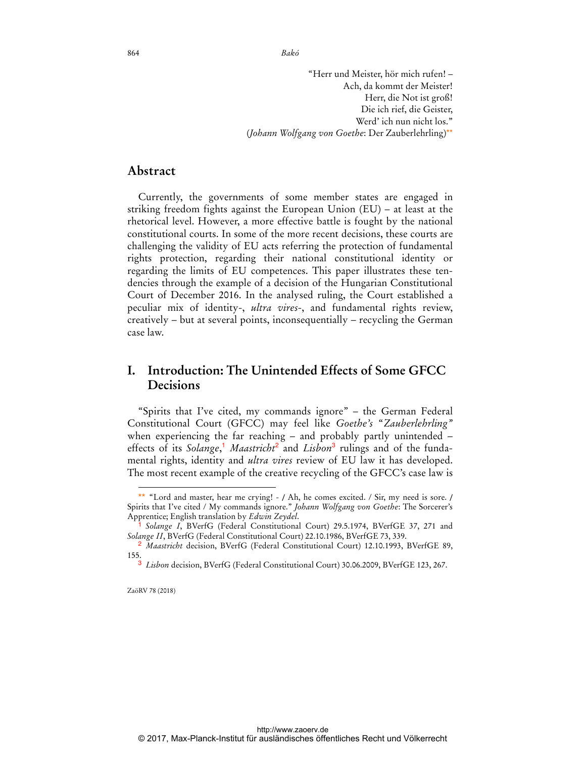"Herr und Meister, hör mich rufen! –
Ach, da kommt der Meister!
Herr, die Not ist groß!
Die ich rief, die Geister,
Werd' ich nun nicht los."
(*Johann Wolfgang von Goethe*: Der Zauberlehrling)[**]

## Abstract

Currently, the governments of some member states are engaged in striking freedom fights against the European Union (EU) – at least at the rhetorical level. However, a more effective battle is fought by the national constitutional courts. In some of the more recent decisions, these courts are challenging the validity of EU acts referring the protection of fundamental rights protection, regarding their national constitutional identity or regarding the limits of EU competences. This paper illustrates these tendencies through the example of a decision of the Hungarian Constitutional Court of December 2016. In the analysed ruling, the Court established a peculiar mix of identity-, *ultra vires*-, and fundamental rights review, creatively – but at several points, inconsequentially – recycling the German case law.

## I. Introduction: The Unintended Effects of Some GFCC Decisions

"Spirits that I've cited, my commands ignore" – the German Federal Constitutional Court (GFCC) may feel like *Goethe's* "*Zauberlehrling*" when experiencing the far reaching – and probably partly unintended – effects of its *Solange*,[1] *Maastricht*[2] and *Lisbon*[3] rulings and of the fundamental rights, identity and *ultra vires* review of EU law it has developed. The most recent example of the creative recycling of the GFCC's case law is

---

[**] "Lord and master, hear me crying! - / Ah, he comes excited. / Sir, my need is sore. / Spirits that I've cited / My commands ignore." *Johann Wolfgang von Goethe*: The Sorcerer's Apprentice; English translation by *Edwin Zeydel*.

[1] *Solange I*, BVerfG (Federal Constitutional Court) 29.5.1974, BVerfGE 37, 271 and *Solange II*, BVerfG (Federal Constitutional Court) 22.10.1986, BVerfGE 73, 339.

[2] *Maastricht* decision, BVerfG (Federal Constitutional Court) 12.10.1993, BVerfGE 89, 155.

[3] *Lisbon* decision, BVerfG (Federal Constitutional Court) 30.06.2009, BVerfGE 123, 267.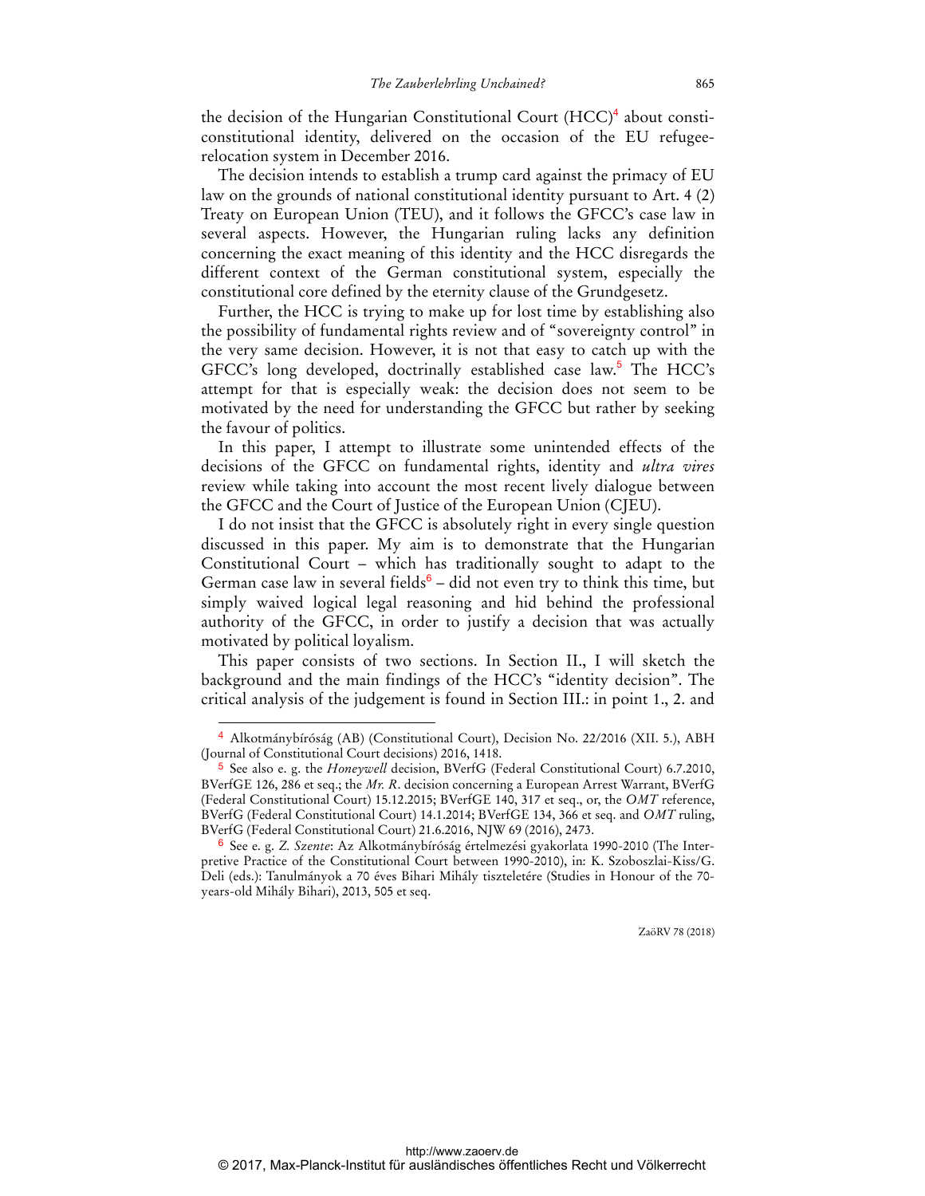the decision of the Hungarian Constitutional Court (HCC)[4] about constitutional identity, delivered on the occasion of the EU refugee-relocation system in December 2016.

The decision intends to establish a trump card against the primacy of EU law on the grounds of national constitutional identity pursuant to Art. 4 (2) Treaty on European Union (TEU), and it follows the GFCC's case law in several aspects. However, the Hungarian ruling lacks any definition concerning the exact meaning of this identity and the HCC disregards the different context of the German constitutional system, especially the constitutional core defined by the eternity clause of the Grundgesetz.

Further, the HCC is trying to make up for lost time by establishing also the possibility of fundamental rights review and of "sovereignty control" in the very same decision. However, it is not that easy to catch up with the GFCC's long developed, doctrinally established case law.[5] The HCC's attempt for that is especially weak: the decision does not seem to be motivated by the need for understanding the GFCC but rather by seeking the favour of politics.

In this paper, I attempt to illustrate some unintended effects of the decisions of the GFCC on fundamental rights, identity and *ultra vires* review while taking into account the most recent lively dialogue between the GFCC and the Court of Justice of the European Union (CJEU).

I do not insist that the GFCC is absolutely right in every single question discussed in this paper. My aim is to demonstrate that the Hungarian Constitutional Court – which has traditionally sought to adapt to the German case law in several fields[6] – did not even try to think this time, but simply waived logical legal reasoning and hid behind the professional authority of the GFCC, in order to justify a decision that was actually motivated by political loyalism.

This paper consists of two sections. In Section II., I will sketch the background and the main findings of the HCC's "identity decision". The critical analysis of the judgement is found in Section III.: in point 1., 2. and

---

[4] Alkotmánybíróság (AB) (Constitutional Court), Decision No. 22/2016 (XII. 5.), ABH (Journal of Constitutional Court decisions) 2016, 1418.

[5] See also e. g. the *Honeywell* decision, BVerfG (Federal Constitutional Court) 6.7.2010, BVerfGE 126, 286 et seq.; the *Mr. R.* decision concerning a European Arrest Warrant, BVerfG (Federal Constitutional Court) 15.12.2015; BVerfGE 140, 317 et seq., or, the *OMT* reference, BVerfG (Federal Constitutional Court) 14.1.2014; BVerfGE 134, 366 et seq. and *OMT* ruling, BVerfG (Federal Constitutional Court) 21.6.2016, NJW 69 (2016), 2473.

[6] See e. g. *Z. Szente*: Az Alkotmánybíróság értelmezési gyakorlata 1990-2010 (The Interpretive Practice of the Constitutional Court between 1990-2010), in: K. Szoboszlai-Kiss/G. Deli (eds.): Tanulmányok a 70 éves Bihari Mihály tiszteletére (Studies in Honour of the 70-years-old Mihály Bihari), 2013, 505 et seq.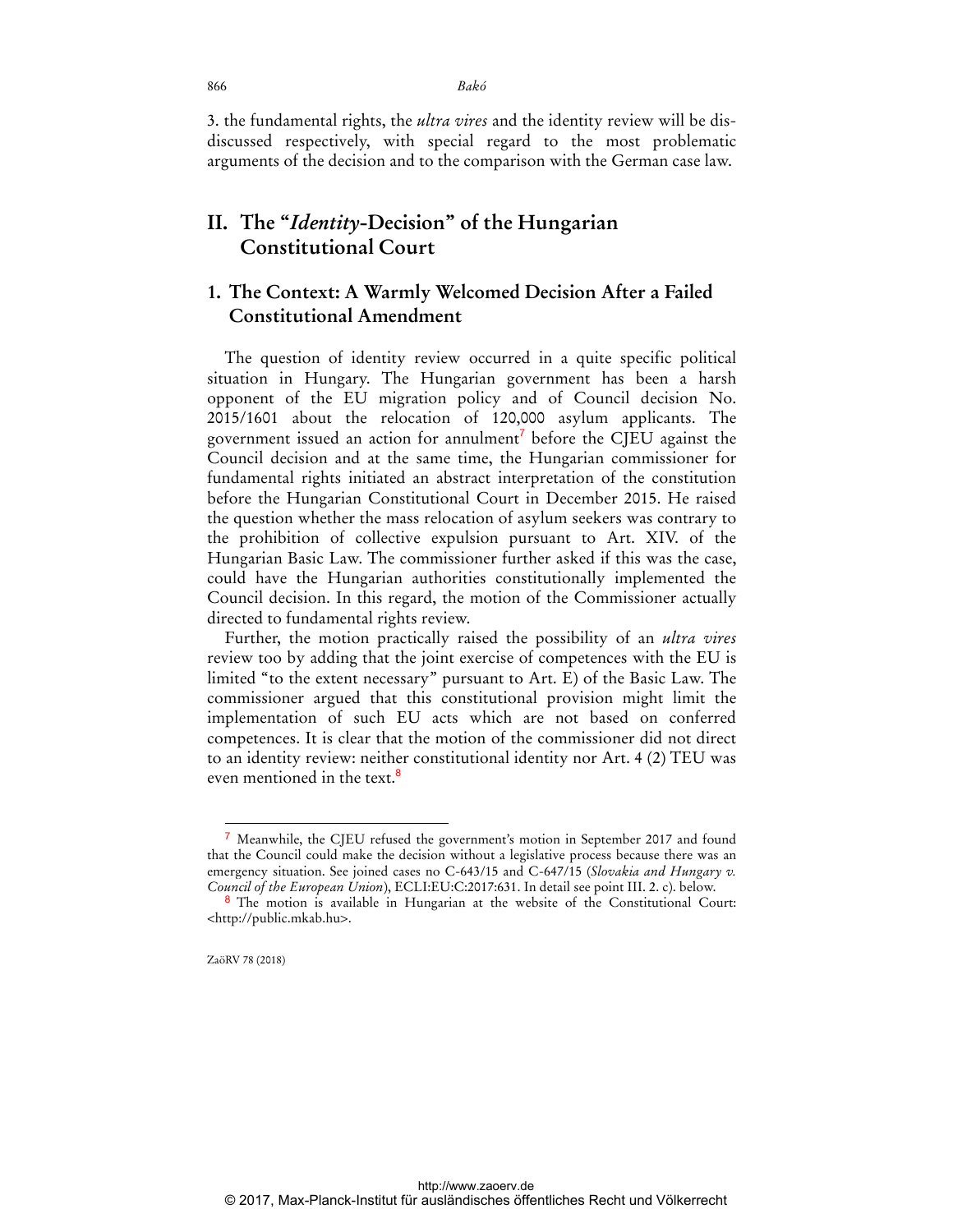3. the fundamental rights, the *ultra vires* and the identity review will be dis-discussed respectively, with special regard to the most problematic arguments of the decision and to the comparison with the German case law.

## II. The "*Identity*-Decision" of the Hungarian Constitutional Court

### 1. The Context: A Warmly Welcomed Decision After a Failed Constitutional Amendment

The question of identity review occurred in a quite specific political situation in Hungary. The Hungarian government has been a harsh opponent of the EU migration policy and of Council decision No. 2015/1601 about the relocation of 120,000 asylum applicants. The government issued an action for annulment[7] before the CJEU against the Council decision and at the same time, the Hungarian commissioner for fundamental rights initiated an abstract interpretation of the constitution before the Hungarian Constitutional Court in December 2015. He raised the question whether the mass relocation of asylum seekers was contrary to the prohibition of collective expulsion pursuant to Art. XIV. of the Hungarian Basic Law. The commissioner further asked if this was the case, could have the Hungarian authorities constitutionally implemented the Council decision. In this regard, the motion of the Commissioner actually directed to fundamental rights review.

Further, the motion practically raised the possibility of an *ultra vires* review too by adding that the joint exercise of competences with the EU is limited "to the extent necessary" pursuant to Art. E) of the Basic Law. The commissioner argued that this constitutional provision might limit the implementation of such EU acts which are not based on conferred competences. It is clear that the motion of the commissioner did not direct to an identity review: neither constitutional identity nor Art. 4 (2) TEU was even mentioned in the text.[8]

---

[7] Meanwhile, the CJEU refused the government's motion in September 2017 and found that the Council could make the decision without a legislative process because there was an emergency situation. See joined cases no C-643/15 and C-647/15 (*Slovakia and Hungary v. Council of the European Union*), ECLI:EU:C:2017:631. In detail see point III. 2. c). below.

[8] The motion is available in Hungarian at the website of the Constitutional Court: <http://public.mkab.hu>.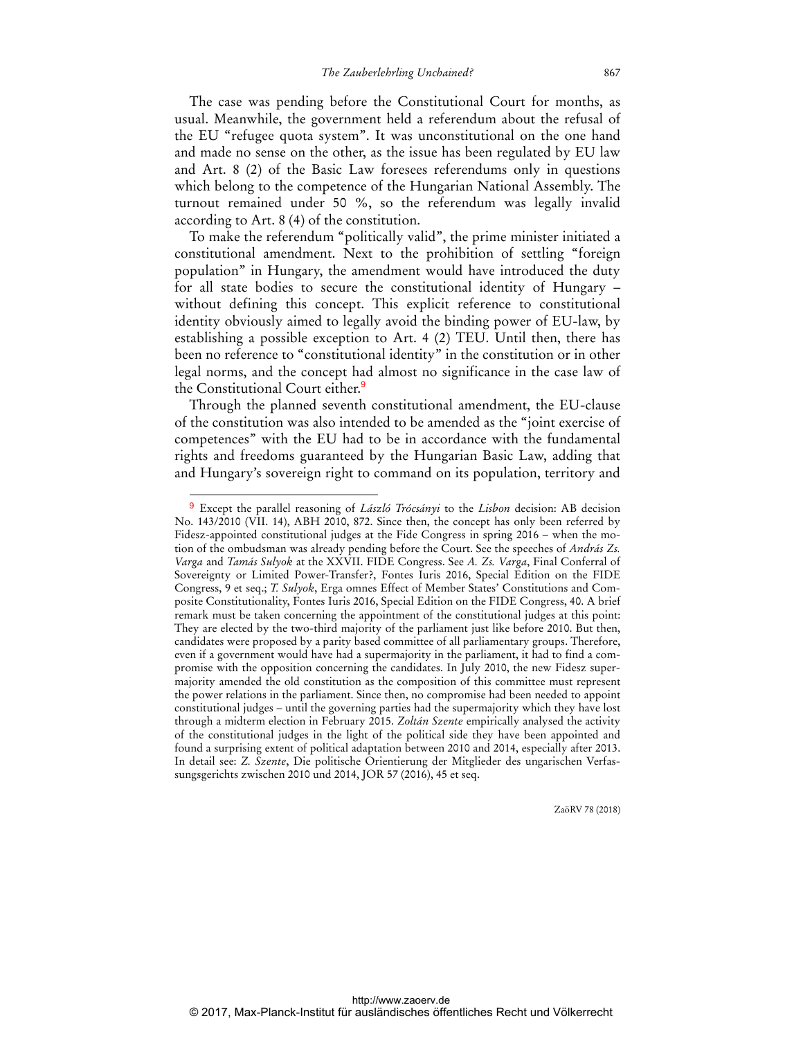The case was pending before the Constitutional Court for months, as usual. Meanwhile, the government held a referendum about the refusal of the EU "refugee quota system". It was unconstitutional on the one hand and made no sense on the other, as the issue has been regulated by EU law and Art. 8 (2) of the Basic Law foresees referendums only in questions which belong to the competence of the Hungarian National Assembly. The turnout remained under 50 %, so the referendum was legally invalid according to Art. 8 (4) of the constitution.

To make the referendum "politically valid", the prime minister initiated a constitutional amendment. Next to the prohibition of settling "foreign population" in Hungary, the amendment would have introduced the duty for all state bodies to secure the constitutional identity of Hungary – without defining this concept. This explicit reference to constitutional identity obviously aimed to legally avoid the binding power of EU-law, by establishing a possible exception to Art. 4 (2) TEU. Until then, there has been no reference to "constitutional identity" in the constitution or in other legal norms, and the concept had almost no significance in the case law of the Constitutional Court either.[9]

Through the planned seventh constitutional amendment, the EU-clause of the constitution was also intended to be amended as the "joint exercise of competences" with the EU had to be in accordance with the fundamental rights and freedoms guaranteed by the Hungarian Basic Law, adding that and Hungary's sovereign right to command on its population, territory and

---

[9] Except the parallel reasoning of *László Trócsányi* to the *Lisbon* decision: AB decision No. 143/2010 (VII. 14), ABH 2010, 872. Since then, the concept has only been referred by Fidesz-appointed constitutional judges at the Fide Congress in spring 2016 – when the motion of the ombudsman was already pending before the Court. See the speeches of *András Zs. Varga* and *Tamás Sulyok* at the XXVII. FIDE Congress. See *A. Zs. Varga*, Final Conferral of Sovereignty or Limited Power-Transfer?, Fontes Iuris 2016, Special Edition on the FIDE Congress, 9 et seq.; *T. Sulyok*, Erga omnes Effect of Member States' Constitutions and Composite Constitutionality, Fontes Iuris 2016, Special Edition on the FIDE Congress, 40. A brief remark must be taken concerning the appointment of the constitutional judges at this point: They are elected by the two-third majority of the parliament just like before 2010. But then, candidates were proposed by a parity based committee of all parliamentary groups. Therefore, even if a government would have had a supermajority in the parliament, it had to find a compromise with the opposition concerning the candidates. In July 2010, the new Fidesz supermajority amended the old constitution as the composition of this committee must represent the power relations in the parliament. Since then, no compromise had been needed to appoint constitutional judges – until the governing parties had the supermajority which they have lost through a midterm election in February 2015. *Zoltán Szente* empirically analysed the activity of the constitutional judges in the light of the political side they have been appointed and found a surprising extent of political adaptation between 2010 and 2014, especially after 2013. In detail see: *Z. Szente*, Die politische Orientierung der Mitglieder des ungarischen Verfassungsgerichts zwischen 2010 und 2014, JOR 57 (2016), 45 et seq.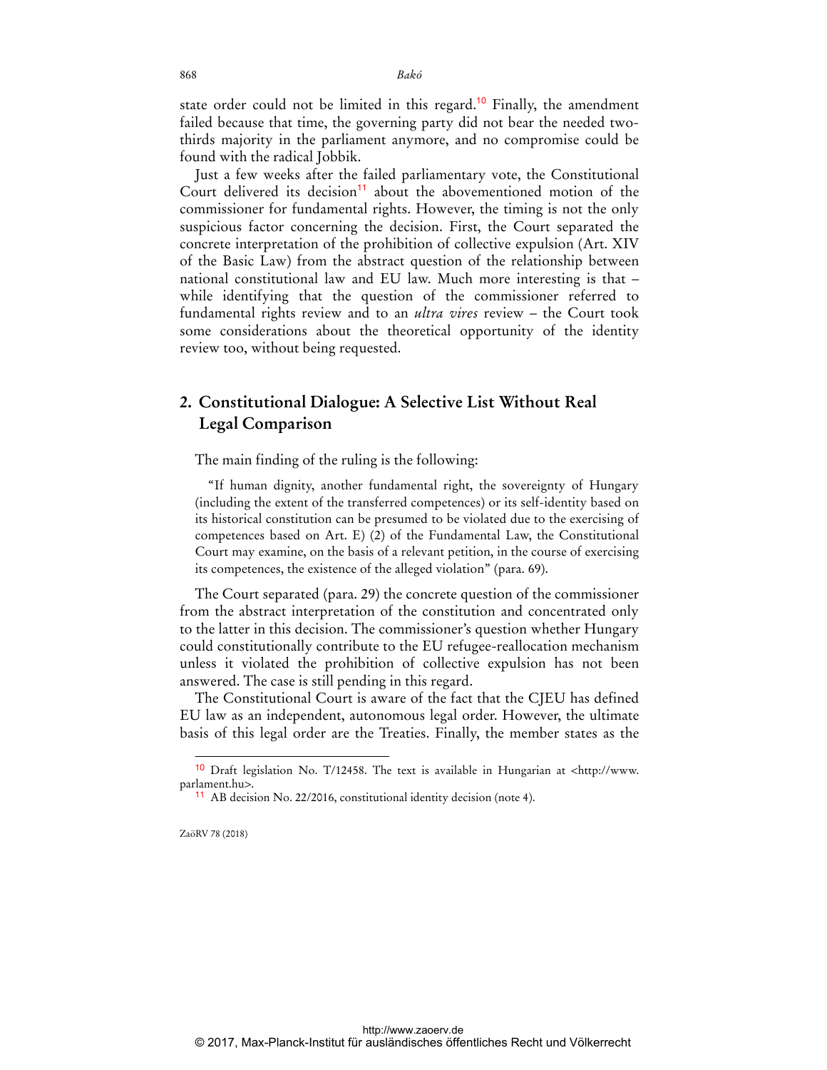state order could not be limited in this regard.[10] Finally, the amendment failed because that time, the governing party did not bear the needed two-thirds majority in the parliament anymore, and no compromise could be found with the radical Jobbik.

Just a few weeks after the failed parliamentary vote, the Constitutional Court delivered its decision[11] about the abovementioned motion of the commissioner for fundamental rights. However, the timing is not the only suspicious factor concerning the decision. First, the Court separated the concrete interpretation of the prohibition of collective expulsion (Art. XIV of the Basic Law) from the abstract question of the relationship between national constitutional law and EU law. Much more interesting is that – while identifying that the question of the commissioner referred to fundamental rights review and to an *ultra vires* review – the Court took some considerations about the theoretical opportunity of the identity review too, without being requested.

## 2. Constitutional Dialogue: A Selective List Without Real Legal Comparison

The main finding of the ruling is the following:

> "If human dignity, another fundamental right, the sovereignty of Hungary (including the extent of the transferred competences) or its self-identity based on its historical constitution can be presumed to be violated due to the exercising of competences based on Art. E) (2) of the Fundamental Law, the Constitutional Court may examine, on the basis of a relevant petition, in the course of exercising its competences, the existence of the alleged violation" (para. 69).

The Court separated (para. 29) the concrete question of the commissioner from the abstract interpretation of the constitution and concentrated only to the latter in this decision. The commissioner's question whether Hungary could constitutionally contribute to the EU refugee-reallocation mechanism unless it violated the prohibition of collective expulsion has not been answered. The case is still pending in this regard.

The Constitutional Court is aware of the fact that the CJEU has defined EU law as an independent, autonomous legal order. However, the ultimate basis of this legal order are the Treaties. Finally, the member states as the

---

[10] Draft legislation No. T/12458. The text is available in Hungarian at <http://www.parlament.hu>.

[11] AB decision No. 22/2016, constitutional identity decision (note 4).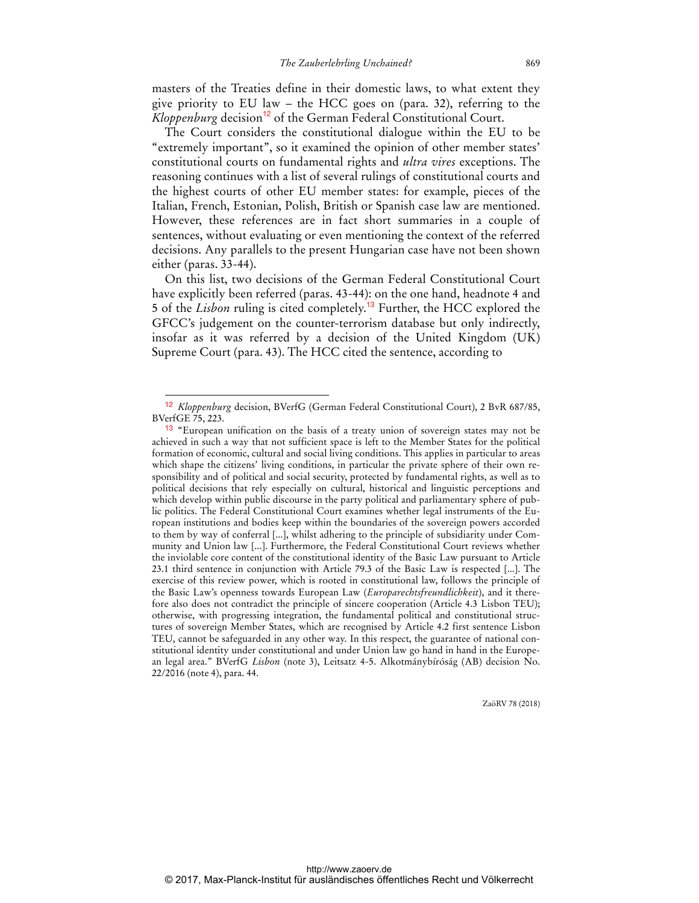masters of the Treaties define in their domestic laws, to what extent they give priority to EU law – the HCC goes on (para. 32), referring to the *Kloppenburg* decision[12] of the German Federal Constitutional Court.

The Court considers the constitutional dialogue within the EU to be "extremely important", so it examined the opinion of other member states' constitutional courts on fundamental rights and *ultra vires* exceptions. The reasoning continues with a list of several rulings of constitutional courts and the highest courts of other EU member states: for example, pieces of the Italian, French, Estonian, Polish, British or Spanish case law are mentioned. However, these references are in fact short summaries in a couple of sentences, without evaluating or even mentioning the context of the referred decisions. Any parallels to the present Hungarian case have not been shown either (paras. 33-44).

On this list, two decisions of the German Federal Constitutional Court have explicitly been referred (paras. 43-44): on the one hand, headnote 4 and 5 of the *Lisbon* ruling is cited completely.[13] Further, the HCC explored the GFCC's judgement on the counter-terrorism database but only indirectly, insofar as it was referred by a decision of the United Kingdom (UK) Supreme Court (para. 43). The HCC cited the sentence, according to

---

[12] *Kloppenburg* decision, BVerfG (German Federal Constitutional Court), 2 BvR 687/85, BVerfGE 75, 223.

[13] "European unification on the basis of a treaty union of sovereign states may not be achieved in such a way that not sufficient space is left to the Member States for the political formation of economic, cultural and social living conditions. This applies in particular to areas which shape the citizens' living conditions, in particular the private sphere of their own responsibility and of political and social security, protected by fundamental rights, as well as to political decisions that rely especially on cultural, historical and linguistic perceptions and which develop within public discourse in the party political and parliamentary sphere of public politics. The Federal Constitutional Court examines whether legal instruments of the European institutions and bodies keep within the boundaries of the sovereign powers accorded to them by way of conferral [...], whilst adhering to the principle of subsidiarity under Community and Union law [...]. Furthermore, the Federal Constitutional Court reviews whether the inviolable core content of the constitutional identity of the Basic Law pursuant to Article 23.1 third sentence in conjunction with Article 79.3 of the Basic Law is respected [...]. The exercise of this review power, which is rooted in constitutional law, follows the principle of the Basic Law's openness towards European Law (*Europarechtsfreundlichkeit*), and it therefore also does not contradict the principle of sincere cooperation (Article 4.3 Lisbon TEU); otherwise, with progressing integration, the fundamental political and constitutional structures of sovereign Member States, which are recognised by Article 4.2 first sentence Lisbon TEU, cannot be safeguarded in any other way. In this respect, the guarantee of national constitutional identity under constitutional and under Union law go hand in hand in the European legal area." BVerfG *Lisbon* (note 3), Leitsatz 4-5. Alkotmánybíróság (AB) decision No. 22/2016 (note 4), para. 44.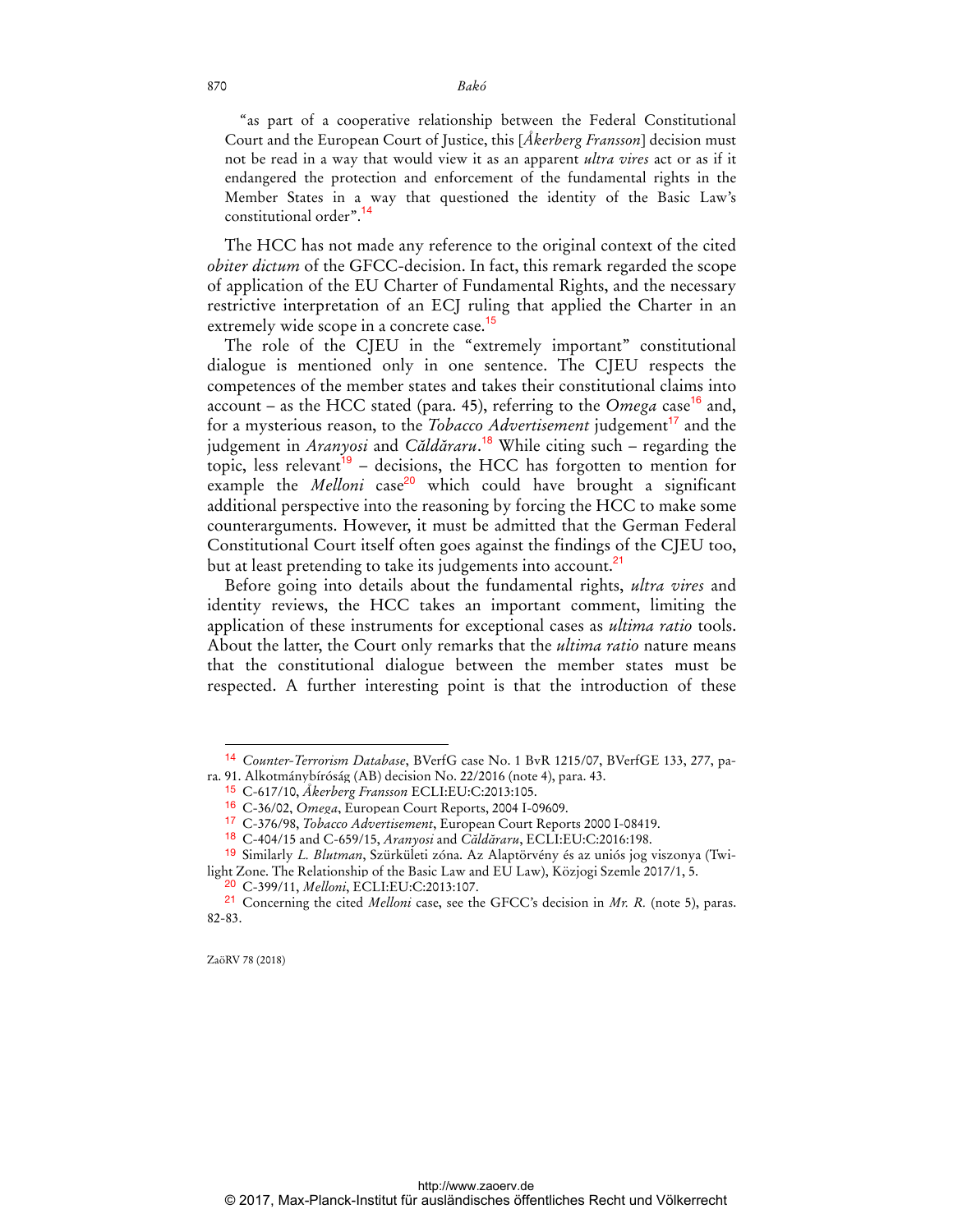"as part of a cooperative relationship between the Federal Constitutional Court and the European Court of Justice, this [*Åkerberg Fransson*] decision must not be read in a way that would view it as an apparent *ultra vires* act or as if it endangered the protection and enforcement of the fundamental rights in the Member States in a way that questioned the identity of the Basic Law's constitutional order".[14]

The HCC has not made any reference to the original context of the cited *obiter dictum* of the GFCC-decision. In fact, this remark regarded the scope of application of the EU Charter of Fundamental Rights, and the necessary restrictive interpretation of an ECJ ruling that applied the Charter in an extremely wide scope in a concrete case.[15]

The role of the CJEU in the "extremely important" constitutional dialogue is mentioned only in one sentence. The CJEU respects the competences of the member states and takes their constitutional claims into account – as the HCC stated (para. 45), referring to the *Omega* case[16] and, for a mysterious reason, to the *Tobacco Advertisement* judgement[17] and the judgement in *Aranyosi* and *Căldăraru*.[18] While citing such – regarding the topic, less relevant[19] – decisions, the HCC has forgotten to mention for example the *Melloni* case[20] which could have brought a significant additional perspective into the reasoning by forcing the HCC to make some counterarguments. However, it must be admitted that the German Federal Constitutional Court itself often goes against the findings of the CJEU too, but at least pretending to take its judgements into account.[21]

Before going into details about the fundamental rights, *ultra vires* and identity reviews, the HCC takes an important comment, limiting the application of these instruments for exceptional cases as *ultima ratio* tools. About the latter, the Court only remarks that the *ultima ratio* nature means that the constitutional dialogue between the member states must be respected. A further interesting point is that the introduction of these

---

[14] *Counter-Terrorism Database*, BVerfG case No. 1 BvR 1215/07, BVerfGE 133, 277, para. 91. Alkotmánybíróság (AB) decision No. 22/2016 (note 4), para. 43.

[15] C-617/10, *Åkerberg Fransson* ECLI:EU:C:2013:105.

[16] C-36/02, *Omega*, European Court Reports, 2004 I-09609.

[17] C-376/98, *Tobacco Advertisement*, European Court Reports 2000 I-08419.

[18] C-404/15 and C-659/15, *Aranyosi* and *Căldăraru*, ECLI:EU:C:2016:198.

[19] Similarly *L. Blutman*, Szürkületi zóna. Az Alaptörvény és az uniós jog viszonya (Twilight Zone. The Relationship of the Basic Law and EU Law), Közjogi Szemle 2017/1, 5.

[20] C-399/11, *Melloni*, ECLI:EU:C:2013:107.

[21] Concerning the cited *Melloni* case, see the GFCC's decision in *Mr. R.* (note 5), paras. 82-83.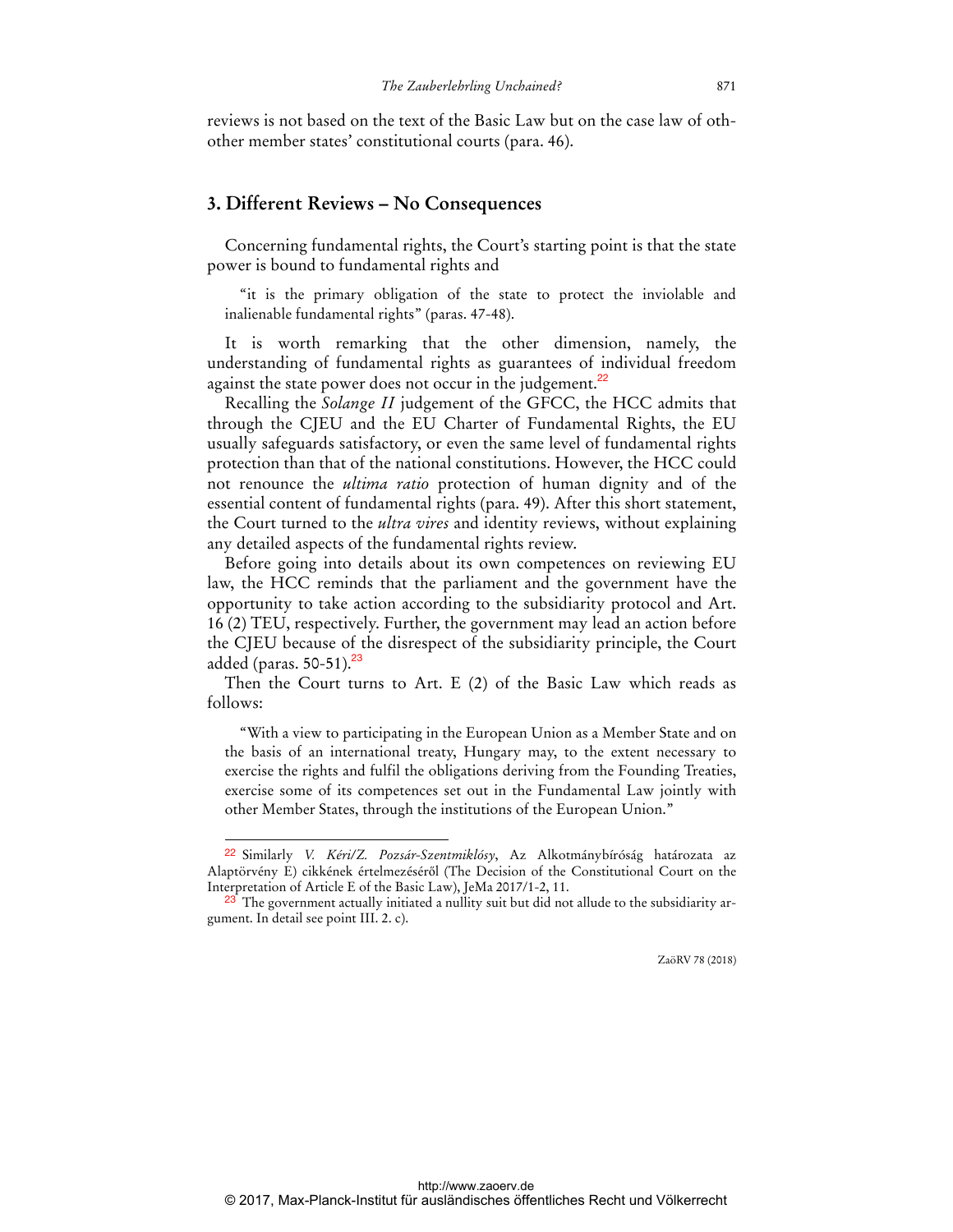reviews is not based on the text of the Basic Law but on the case law of other member states' constitutional courts (para. 46).

## 3. Different Reviews – No Consequences

Concerning fundamental rights, the Court's starting point is that the state power is bound to fundamental rights and

> "it is the primary obligation of the state to protect the inviolable and inalienable fundamental rights" (paras. 47-48).

It is worth remarking that the other dimension, namely, the understanding of fundamental rights as guarantees of individual freedom against the state power does not occur in the judgement.[22]

Recalling the *Solange II* judgement of the GFCC, the HCC admits that through the CJEU and the EU Charter of Fundamental Rights, the EU usually safeguards satisfactory, or even the same level of fundamental rights protection than that of the national constitutions. However, the HCC could not renounce the *ultima ratio* protection of human dignity and of the essential content of fundamental rights (para. 49). After this short statement, the Court turned to the *ultra vires* and identity reviews, without explaining any detailed aspects of the fundamental rights review.

Before going into details about its own competences on reviewing EU law, the HCC reminds that the parliament and the government have the opportunity to take action according to the subsidiarity protocol and Art. 16 (2) TEU, respectively. Further, the government may lead an action before the CJEU because of the disrespect of the subsidiarity principle, the Court added (paras. 50-51).[23]

Then the Court turns to Art. E (2) of the Basic Law which reads as follows:

> "With a view to participating in the European Union as a Member State and on the basis of an international treaty, Hungary may, to the extent necessary to exercise the rights and fulfil the obligations deriving from the Founding Treaties, exercise some of its competences set out in the Fundamental Law jointly with other Member States, through the institutions of the European Union."

---

[22] Similarly *V. Kéri/Z. Pozsár-Szentmiklósy*, Az Alkotmánybíróság határozata az Alaptörvény E) cikkének értelmezéséről (The Decision of the Constitutional Court on the Interpretation of Article E of the Basic Law), JeMa 2017/1-2, 11.

[23] The government actually initiated a nullity suit but did not allude to the subsidiarity argument. In detail see point III. 2. c).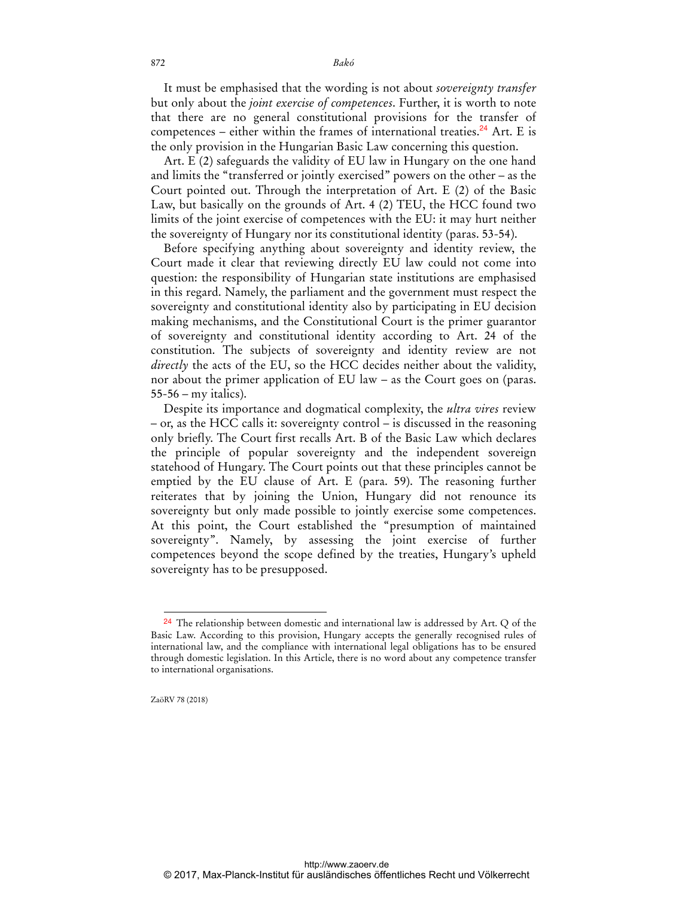It must be emphasised that the wording is not about *sovereignty transfer* but only about the *joint exercise of competences*. Further, it is worth to note that there are no general constitutional provisions for the transfer of competences – either within the frames of international treaties.[24] Art. E is the only provision in the Hungarian Basic Law concerning this question.

Art. E (2) safeguards the validity of EU law in Hungary on the one hand and limits the "transferred or jointly exercised" powers on the other – as the Court pointed out. Through the interpretation of Art. E (2) of the Basic Law, but basically on the grounds of Art. 4 (2) TEU, the HCC found two limits of the joint exercise of competences with the EU: it may hurt neither the sovereignty of Hungary nor its constitutional identity (paras. 53-54).

Before specifying anything about sovereignty and identity review, the Court made it clear that reviewing directly EU law could not come into question: the responsibility of Hungarian state institutions are emphasised in this regard. Namely, the parliament and the government must respect the sovereignty and constitutional identity also by participating in EU decision making mechanisms, and the Constitutional Court is the primer guarantor of sovereignty and constitutional identity according to Art. 24 of the constitution. The subjects of sovereignty and identity review are not *directly* the acts of the EU, so the HCC decides neither about the validity, nor about the primer application of EU law – as the Court goes on (paras. 55-56 – my italics).

Despite its importance and dogmatical complexity, the *ultra vires* review – or, as the HCC calls it: sovereignty control – is discussed in the reasoning only briefly. The Court first recalls Art. B of the Basic Law which declares the principle of popular sovereignty and the independent sovereign statehood of Hungary. The Court points out that these principles cannot be emptied by the EU clause of Art. E (para. 59). The reasoning further reiterates that by joining the Union, Hungary did not renounce its sovereignty but only made possible to jointly exercise some competences. At this point, the Court established the "presumption of maintained sovereignty". Namely, by assessing the joint exercise of further competences beyond the scope defined by the treaties, Hungary's upheld sovereignty has to be presupposed.

---

[24] The relationship between domestic and international law is addressed by Art. Q of the Basic Law. According to this provision, Hungary accepts the generally recognised rules of international law, and the compliance with international legal obligations has to be ensured through domestic legislation. In this Article, there is no word about any competence transfer to international organisations.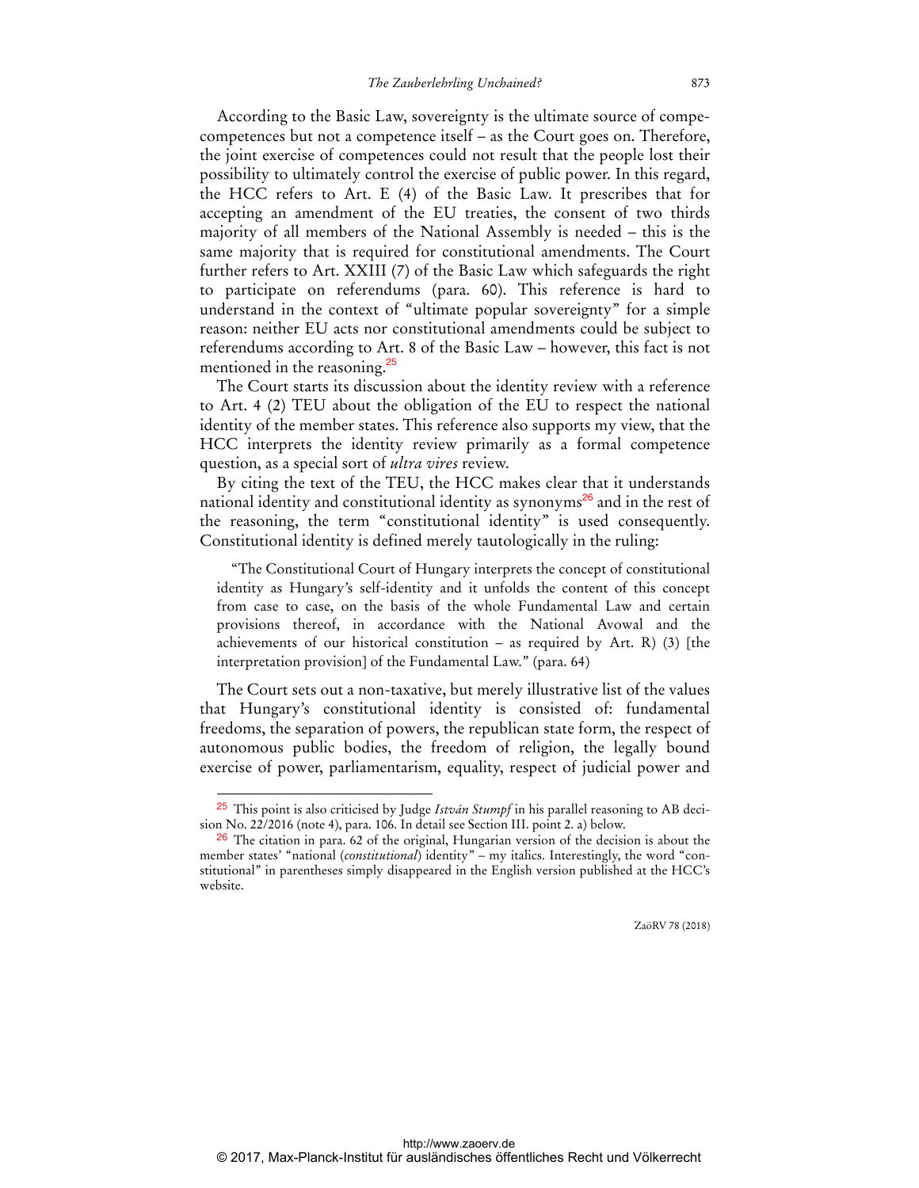According to the Basic Law, sovereignty is the ultimate source of competences but not a competence itself – as the Court goes on. Therefore, the joint exercise of competences could not result that the people lost their possibility to ultimately control the exercise of public power. In this regard, the HCC refers to Art. E (4) of the Basic Law. It prescribes that for accepting an amendment of the EU treaties, the consent of two thirds majority of all members of the National Assembly is needed – this is the same majority that is required for constitutional amendments. The Court further refers to Art. XXIII (7) of the Basic Law which safeguards the right to participate on referendums (para. 60). This reference is hard to understand in the context of "ultimate popular sovereignty" for a simple reason: neither EU acts nor constitutional amendments could be subject to referendums according to Art. 8 of the Basic Law – however, this fact is not mentioned in the reasoning.[25]

The Court starts its discussion about the identity review with a reference to Art. 4 (2) TEU about the obligation of the EU to respect the national identity of the member states. This reference also supports my view, that the HCC interprets the identity review primarily as a formal competence question, as a special sort of *ultra vires* review.

By citing the text of the TEU, the HCC makes clear that it understands national identity and constitutional identity as synonyms[26] and in the rest of the reasoning, the term "constitutional identity" is used consequently. Constitutional identity is defined merely tautologically in the ruling:

> "The Constitutional Court of Hungary interprets the concept of constitutional identity as Hungary's self-identity and it unfolds the content of this concept from case to case, on the basis of the whole Fundamental Law and certain provisions thereof, in accordance with the National Avowal and the achievements of our historical constitution – as required by Art. R) (3) [the interpretation provision] of the Fundamental Law." (para. 64)

The Court sets out a non-taxative, but merely illustrative list of the values that Hungary's constitutional identity is consisted of: fundamental freedoms, the separation of powers, the republican state form, the respect of autonomous public bodies, the freedom of religion, the legally bound exercise of power, parliamentarism, equality, respect of judicial power and

---

[25] This point is also criticised by Judge *István Stumpf* in his parallel reasoning to AB decision No. 22/2016 (note 4), para. 106. In detail see Section III. point 2. a) below.

[26] The citation in para. 62 of the original, Hungarian version of the decision is about the member states' "national (*constitutional*) identity" – my italics. Interestingly, the word "constitutional" in parentheses simply disappeared in the English version published at the HCC's website.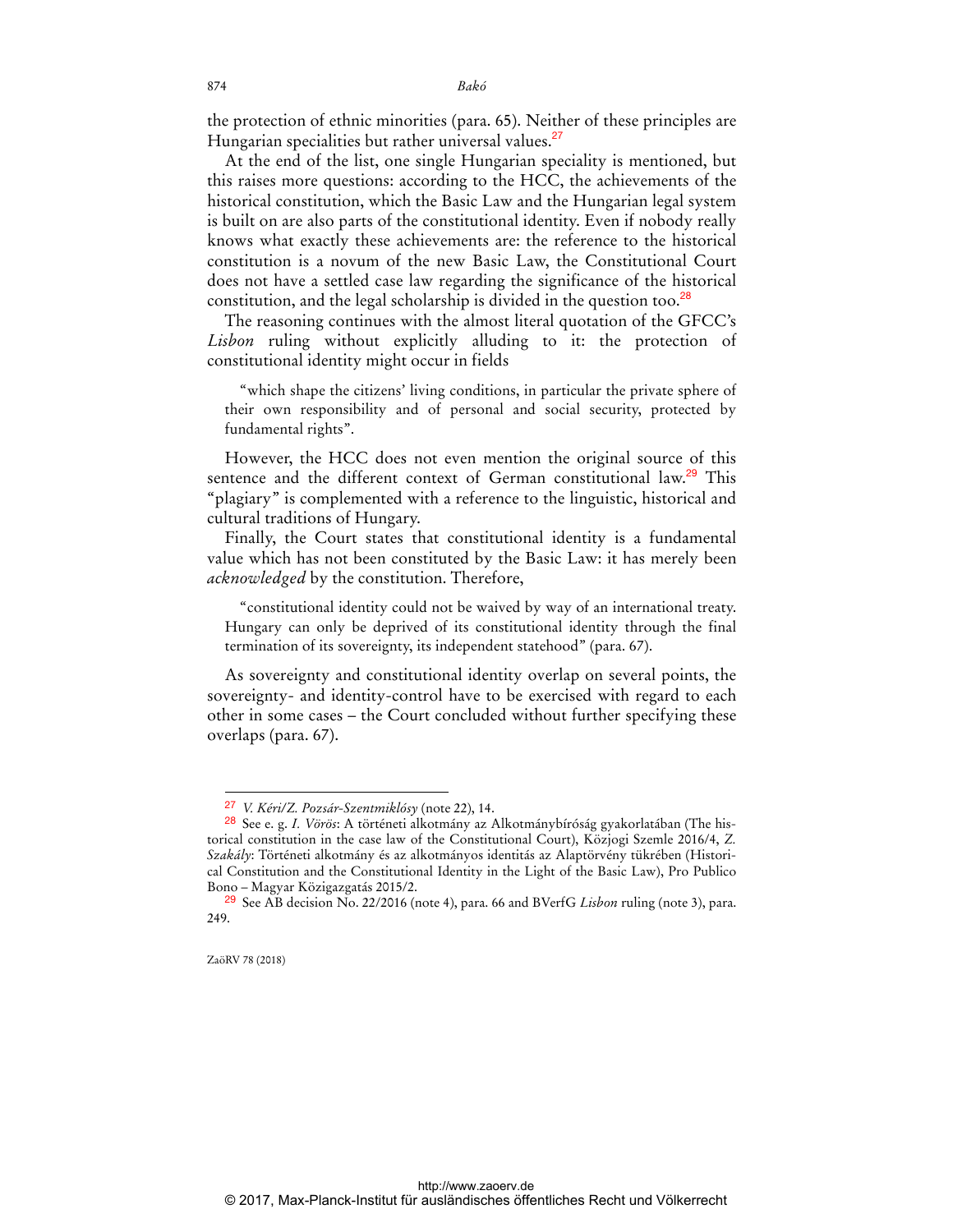the protection of ethnic minorities (para. 65). Neither of these principles are Hungarian specialities but rather universal values.[27]

At the end of the list, one single Hungarian speciality is mentioned, but this raises more questions: according to the HCC, the achievements of the historical constitution, which the Basic Law and the Hungarian legal system is built on are also parts of the constitutional identity. Even if nobody really knows what exactly these achievements are: the reference to the historical constitution is a novum of the new Basic Law, the Constitutional Court does not have a settled case law regarding the significance of the historical constitution, and the legal scholarship is divided in the question too.[28]

The reasoning continues with the almost literal quotation of the GFCC's *Lisbon* ruling without explicitly alluding to it: the protection of constitutional identity might occur in fields

> "which shape the citizens' living conditions, in particular the private sphere of their own responsibility and of personal and social security, protected by fundamental rights".

However, the HCC does not even mention the original source of this sentence and the different context of German constitutional law.[29] This "plagiary" is complemented with a reference to the linguistic, historical and cultural traditions of Hungary.

Finally, the Court states that constitutional identity is a fundamental value which has not been constituted by the Basic Law: it has merely been *acknowledged* by the constitution. Therefore,

> "constitutional identity could not be waived by way of an international treaty. Hungary can only be deprived of its constitutional identity through the final termination of its sovereignty, its independent statehood" (para. 67).

As sovereignty and constitutional identity overlap on several points, the sovereignty- and identity-control have to be exercised with regard to each other in some cases – the Court concluded without further specifying these overlaps (para. 67).

---

[27] *V. Kéri/Z. Pozsár-Szentmiklósy* (note 22), 14.

[28] See e. g. *I. Vörös*: A történeti alkotmány az Alkotmánybíróság gyakorlatában (The historical constitution in the case law of the Constitutional Court), Közjogi Szemle 2016/4, *Z. Szakály*: Történeti alkotmány és az alkotmányos identitás az Alaptörvény tükrében (Historical Constitution and the Constitutional Identity in the Light of the Basic Law), Pro Publico Bono – Magyar Közigazgatás 2015/2.

[29] See AB decision No. 22/2016 (note 4), para. 66 and BVerfG *Lisbon* ruling (note 3), para. 249.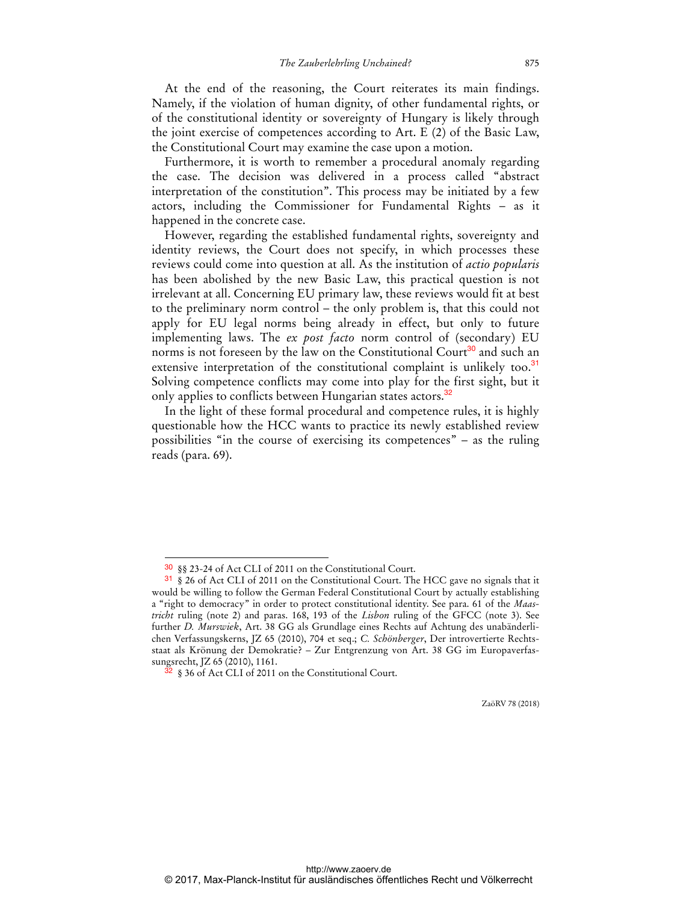At the end of the reasoning, the Court reiterates its main findings. Namely, if the violation of human dignity, of other fundamental rights, or of the constitutional identity or sovereignty of Hungary is likely through the joint exercise of competences according to Art. E (2) of the Basic Law, the Constitutional Court may examine the case upon a motion.

Furthermore, it is worth to remember a procedural anomaly regarding the case. The decision was delivered in a process called "abstract interpretation of the constitution". This process may be initiated by a few actors, including the Commissioner for Fundamental Rights – as it happened in the concrete case.

However, regarding the established fundamental rights, sovereignty and identity reviews, the Court does not specify, in which processes these reviews could come into question at all. As the institution of *actio popularis* has been abolished by the new Basic Law, this practical question is not irrelevant at all. Concerning EU primary law, these reviews would fit at best to the preliminary norm control – the only problem is, that this could not apply for EU legal norms being already in effect, but only to future implementing laws. The *ex post facto* norm control of (secondary) EU norms is not foreseen by the law on the Constitutional Court[30] and such an extensive interpretation of the constitutional complaint is unlikely too.[31] Solving competence conflicts may come into play for the first sight, but it only applies to conflicts between Hungarian states actors.[32]

In the light of these formal procedural and competence rules, it is highly questionable how the HCC wants to practice its newly established review possibilities "in the course of exercising its competences" – as the ruling reads (para. 69).

---

[30] §§ 23-24 of Act CLI of 2011 on the Constitutional Court.

[31] § 26 of Act CLI of 2011 on the Constitutional Court. The HCC gave no signals that it would be willing to follow the German Federal Constitutional Court by actually establishing a "right to democracy" in order to protect constitutional identity. See para. 61 of the *Maastricht* ruling (note 2) and paras. 168, 193 of the *Lisbon* ruling of the GFCC (note 3). See further *D. Murswiek*, Art. 38 GG als Grundlage eines Rechts auf Achtung des unabänderlichen Verfassungskerns, JZ 65 (2010), 704 et seq.; *C. Schönberger*, Der introvertierte Rechtsstaat als Krönung der Demokratie? – Zur Entgrenzung von Art. 38 GG im Europaverfassungsrecht, JZ 65 (2010), 1161.

[32] § 36 of Act CLI of 2011 on the Constitutional Court.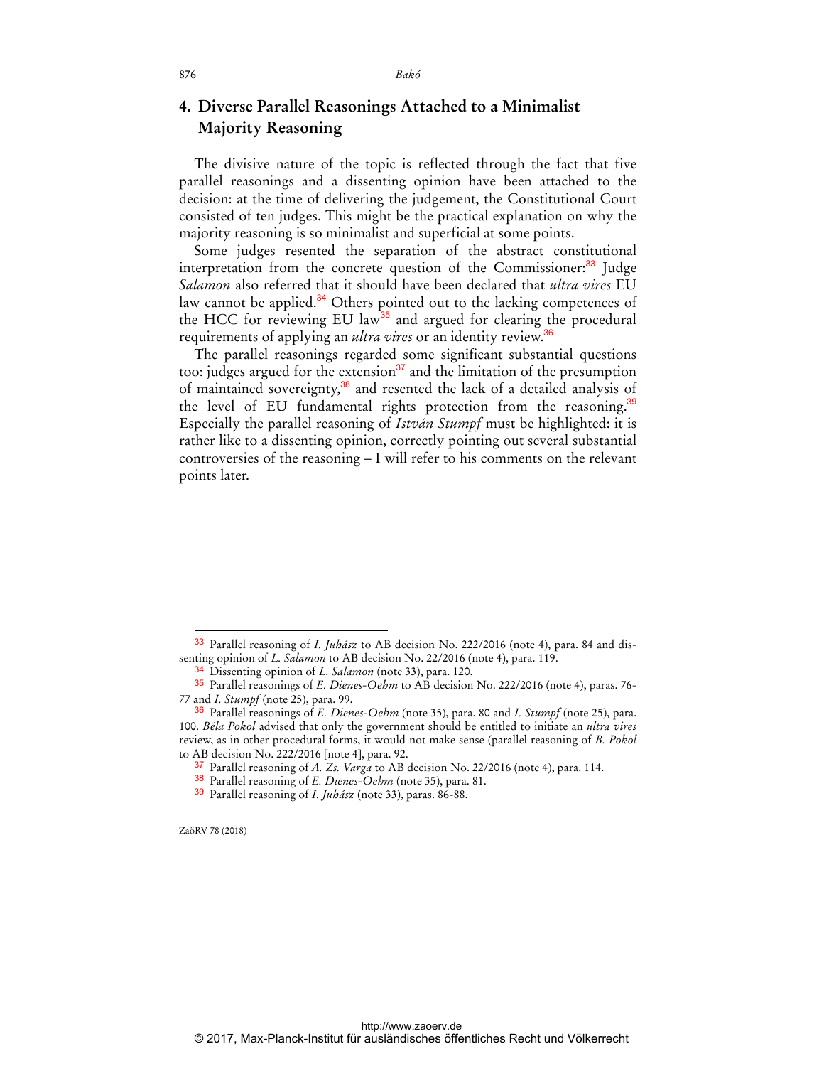## 4. Diverse Parallel Reasonings Attached to a Minimalist Majority Reasoning

The divisive nature of the topic is reflected through the fact that five parallel reasonings and a dissenting opinion have been attached to the decision: at the time of delivering the judgement, the Constitutional Court consisted of ten judges. This might be the practical explanation on why the majority reasoning is so minimalist and superficial at some points.

Some judges resented the separation of the abstract constitutional interpretation from the concrete question of the Commissioner:[33] Judge *Salamon* also referred that it should have been declared that *ultra vires* EU law cannot be applied.[34] Others pointed out to the lacking competences of the HCC for reviewing EU law[35] and argued for clearing the procedural requirements of applying an *ultra vires* or an identity review.[36]

The parallel reasonings regarded some significant substantial questions too: judges argued for the extension[37] and the limitation of the presumption of maintained sovereignty,[38] and resented the lack of a detailed analysis of the level of EU fundamental rights protection from the reasoning.[39] Especially the parallel reasoning of *István Stumpf* must be highlighted: it is rather like to a dissenting opinion, correctly pointing out several substantial controversies of the reasoning – I will refer to his comments on the relevant points later.

---

33 Parallel reasoning of *I. Juhász* to AB decision No. 222/2016 (note 4), para. 84 and dissenting opinion of *L. Salamon* to AB decision No. 22/2016 (note 4), para. 119.

34 Dissenting opinion of *L. Salamon* (note 33), para. 120.

35 Parallel reasonings of *E. Dienes-Oehm* to AB decision No. 222/2016 (note 4), paras. 76-77 and *I. Stumpf* (note 25), para. 99.

36 Parallel reasonings of *E. Dienes-Oehm* (note 35), para. 80 and *I. Stumpf* (note 25), para. 100. *Béla Pokol* advised that only the government should be entitled to initiate an *ultra vires* review, as in other procedural forms, it would not make sense (parallel reasoning of *B. Pokol* to AB decision No. 222/2016 [note 4], para. 92.

37 Parallel reasoning of *A. Zs. Varga* to AB decision No. 22/2016 (note 4), para. 114.

38 Parallel reasoning of *E. Dienes-Oehm* (note 35), para. 81.

39 Parallel reasoning of *I. Juhász* (note 33), paras. 86-88.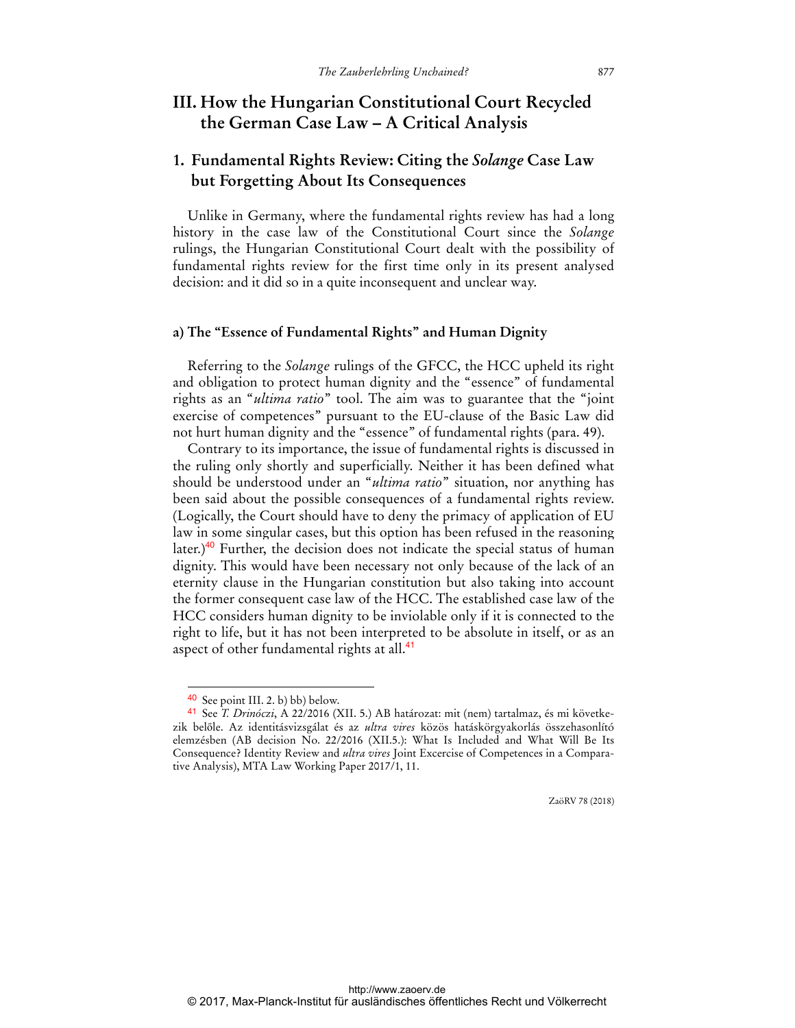## III. How the Hungarian Constitutional Court Recycled the German Case Law – A Critical Analysis

### 1. Fundamental Rights Review: Citing the *Solange* Case Law but Forgetting About Its Consequences

Unlike in Germany, where the fundamental rights review has had a long history in the case law of the Constitutional Court since the *Solange* rulings, the Hungarian Constitutional Court dealt with the possibility of fundamental rights review for the first time only in its present analysed decision: and it did so in a quite inconsequent and unclear way.

#### a) The "Essence of Fundamental Rights" and Human Dignity

Referring to the *Solange* rulings of the GFCC, the HCC upheld its right and obligation to protect human dignity and the "essence" of fundamental rights as an "*ultima ratio*" tool. The aim was to guarantee that the "joint exercise of competences" pursuant to the EU-clause of the Basic Law did not hurt human dignity and the "essence" of fundamental rights (para. 49).

Contrary to its importance, the issue of fundamental rights is discussed in the ruling only shortly and superficially. Neither it has been defined what should be understood under an "*ultima ratio*" situation, nor anything has been said about the possible consequences of a fundamental rights review. (Logically, the Court should have to deny the primacy of application of EU law in some singular cases, but this option has been refused in the reasoning later.)[40] Further, the decision does not indicate the special status of human dignity. This would have been necessary not only because of the lack of an eternity clause in the Hungarian constitution but also taking into account the former consequent case law of the HCC. The established case law of the HCC considers human dignity to be inviolable only if it is connected to the right to life, but it has not been interpreted to be absolute in itself, or as an aspect of other fundamental rights at all.[41]

---

[40] See point III. 2. b) bb) below.

[41] See *T. Drinóczi*, A 22/2016 (XII. 5.) AB határozat: mit (nem) tartalmaz, és mi következik belőle. Az identitásvizsgálat és az *ultra vires* közös hatáskörgyakorlás összehasonlító elemzésben (AB decision No. 22/2016 (XII.5.): What Is Included and What Will Be Its Consequence? Identity Review and *ultra vires* Joint Excercise of Competences in a Comparative Analysis), MTA Law Working Paper 2017/1, 11.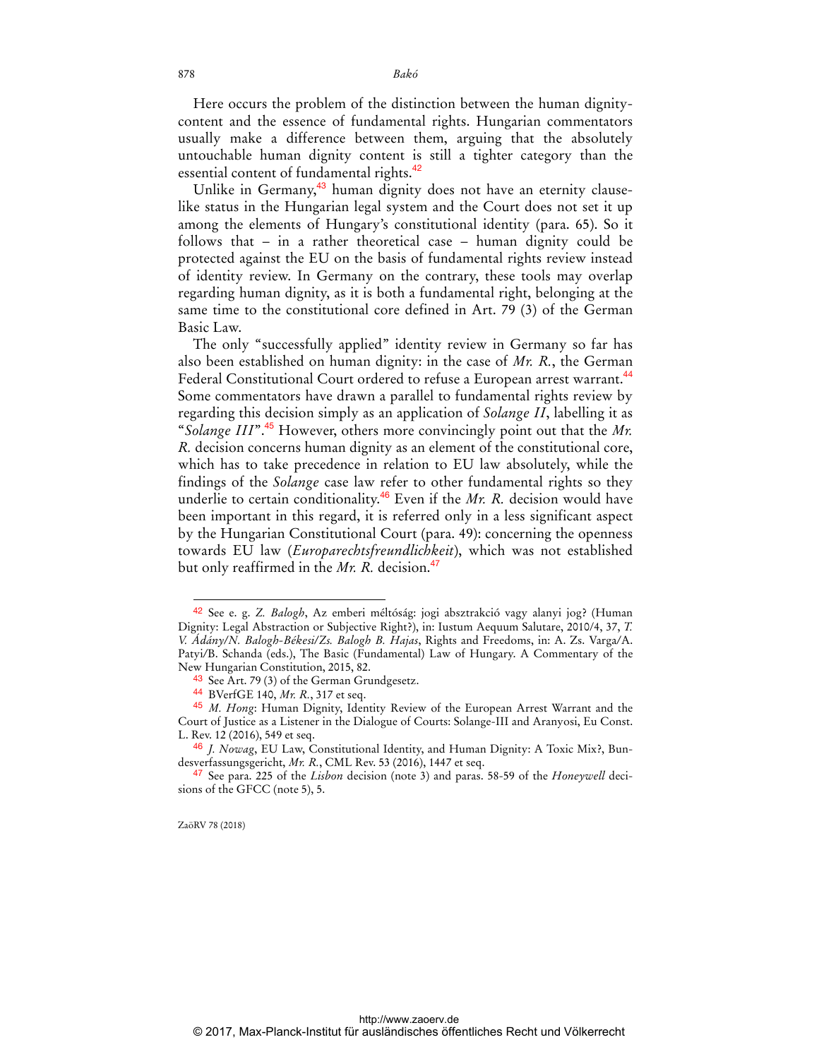Here occurs the problem of the distinction between the human dignity-content and the essence of fundamental rights. Hungarian commentators usually make a difference between them, arguing that the absolutely untouchable human dignity content is still a tighter category than the essential content of fundamental rights.[42]

Unlike in Germany,[43] human dignity does not have an eternity clause-like status in the Hungarian legal system and the Court does not set it up among the elements of Hungary's constitutional identity (para. 65). So it follows that – in a rather theoretical case – human dignity could be protected against the EU on the basis of fundamental rights review instead of identity review. In Germany on the contrary, these tools may overlap regarding human dignity, as it is both a fundamental right, belonging at the same time to the constitutional core defined in Art. 79 (3) of the German Basic Law.

The only "successfully applied" identity review in Germany so far has also been established on human dignity: in the case of *Mr. R.*, the German Federal Constitutional Court ordered to refuse a European arrest warrant.[44] Some commentators have drawn a parallel to fundamental rights review by regarding this decision simply as an application of *Solange II*, labelling it as "*Solange III*".[45] However, others more convincingly point out that the *Mr. R.* decision concerns human dignity as an element of the constitutional core, which has to take precedence in relation to EU law absolutely, while the findings of the *Solange* case law refer to other fundamental rights so they underlie to certain conditionality.[46] Even if the *Mr. R.* decision would have been important in this regard, it is referred only in a less significant aspect by the Hungarian Constitutional Court (para. 49): concerning the openness towards EU law (*Europarechtsfreundlichkeit*), which was not established but only reaffirmed in the *Mr. R.* decision.[47]

---

[42] See e. g. *Z. Balogh*, Az emberi méltóság: jogi absztrakció vagy alanyi jog? (Human Dignity: Legal Abstraction or Subjective Right?), in: Iustum Aequum Salutare, 2010/4, 37, *T. V. Ádány/N. Balogh-Békesi/Zs. Balogh B. Hajas*, Rights and Freedoms, in: A. Zs. Varga/A. Patyi/B. Schanda (eds.), The Basic (Fundamental) Law of Hungary. A Commentary of the New Hungarian Constitution, 2015, 82.

[43] See Art. 79 (3) of the German Grundgesetz.

[44] BVerfGE 140, *Mr. R.*, 317 et seq.

[45] *M. Hong*: Human Dignity, Identity Review of the European Arrest Warrant and the Court of Justice as a Listener in the Dialogue of Courts: Solange-III and Aranyosi, Eu Const. L. Rev. 12 (2016), 549 et seq.

[46] *J. Nowag*, EU Law, Constitutional Identity, and Human Dignity: A Toxic Mix?, Bundesverfassungsgericht, *Mr. R.*, CML Rev. 53 (2016), 1447 et seq.

[47] See para. 225 of the *Lisbon* decision (note 3) and paras. 58-59 of the *Honeywell* decisions of the GFCC (note 5), 5.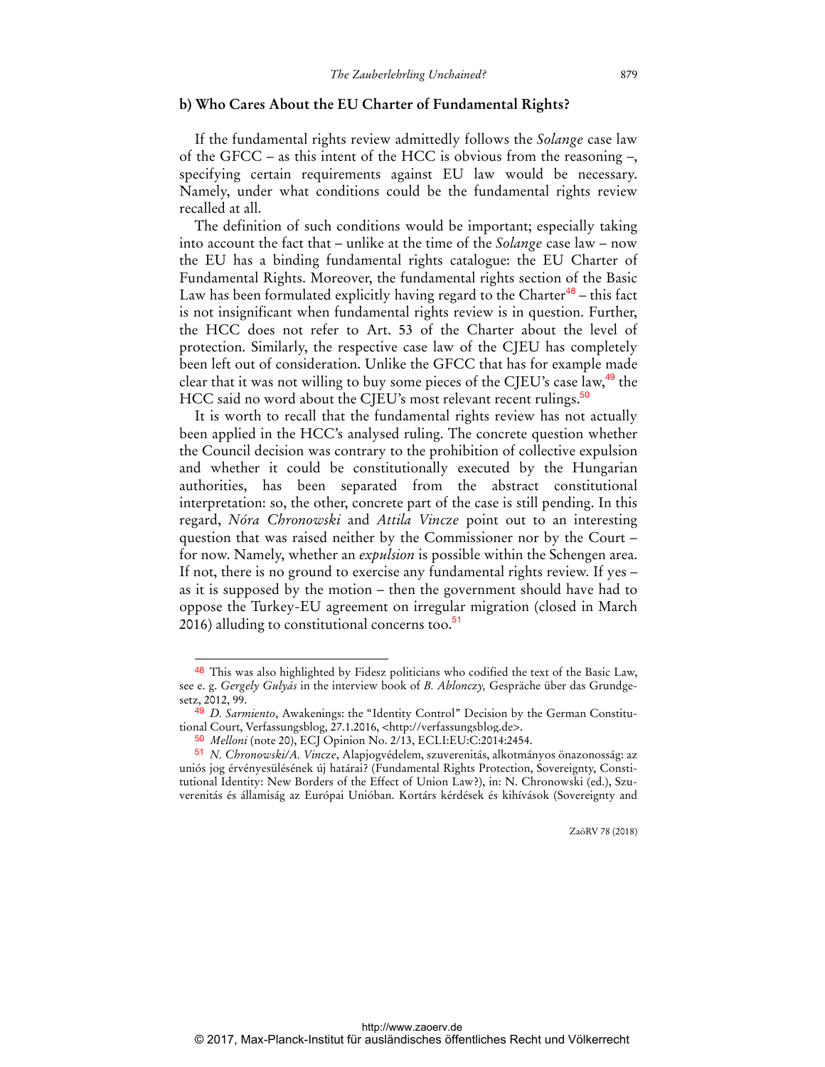### b) Who Cares About the EU Charter of Fundamental Rights?

If the fundamental rights review admittedly follows the *Solange* case law of the GFCC – as this intent of the HCC is obvious from the reasoning –, specifying certain requirements against EU law would be necessary. Namely, under what conditions could be the fundamental rights review recalled at all.

The definition of such conditions would be important; especially taking into account the fact that – unlike at the time of the *Solange* case law – now the EU has a binding fundamental rights catalogue: the EU Charter of Fundamental Rights. Moreover, the fundamental rights section of the Basic Law has been formulated explicitly having regard to the Charter[48] – this fact is not insignificant when fundamental rights review is in question. Further, the HCC does not refer to Art. 53 of the Charter about the level of protection. Similarly, the respective case law of the CJEU has completely been left out of consideration. Unlike the GFCC that has for example made clear that it was not willing to buy some pieces of the CJEU's case law,[49] the HCC said no word about the CJEU's most relevant recent rulings.[50]

It is worth to recall that the fundamental rights review has not actually been applied in the HCC's analysed ruling. The concrete question whether the Council decision was contrary to the prohibition of collective expulsion and whether it could be constitutionally executed by the Hungarian authorities, has been separated from the abstract constitutional interpretation: so, the other, concrete part of the case is still pending. In this regard, *Nóra Chronowski* and *Attila Vincze* point out to an interesting question that was raised neither by the Commissioner nor by the Court – for now. Namely, whether an *expulsion* is possible within the Schengen area. If not, there is no ground to exercise any fundamental rights review. If yes – as it is supposed by the motion – then the government should have had to oppose the Turkey-EU agreement on irregular migration (closed in March 2016) alluding to constitutional concerns too.[51]

---

[48] This was also highlighted by Fidesz politicians who codified the text of the Basic Law, see e. g. *Gergely Gulyás* in the interview book of *B. Ablonczy,* Gespräche über das Grundgesetz, 2012, 99.

[49] *D. Sarmiento*, Awakenings: the "Identity Control" Decision by the German Constitutional Court, Verfassungsblog, 27.1.2016, <http://verfassungsblog.de>.

[50] *Melloni* (note 20), ECJ Opinion No. 2/13, ECLI:EU:C:2014:2454.

[51] *N. Chronowski/A. Vincze*, Alapjogvédelem, szuverenitás, alkotmányos önazonosság: az uniós jog érvényesülésének új határai? (Fundamental Rights Protection, Sovereignty, Constitutional Identity: New Borders of the Effect of Union Law?), in: N. Chronowski (ed.), Szuverenitás és államiság az Európai Unióban. Kortárs kérdések és kihívások (Sovereignty and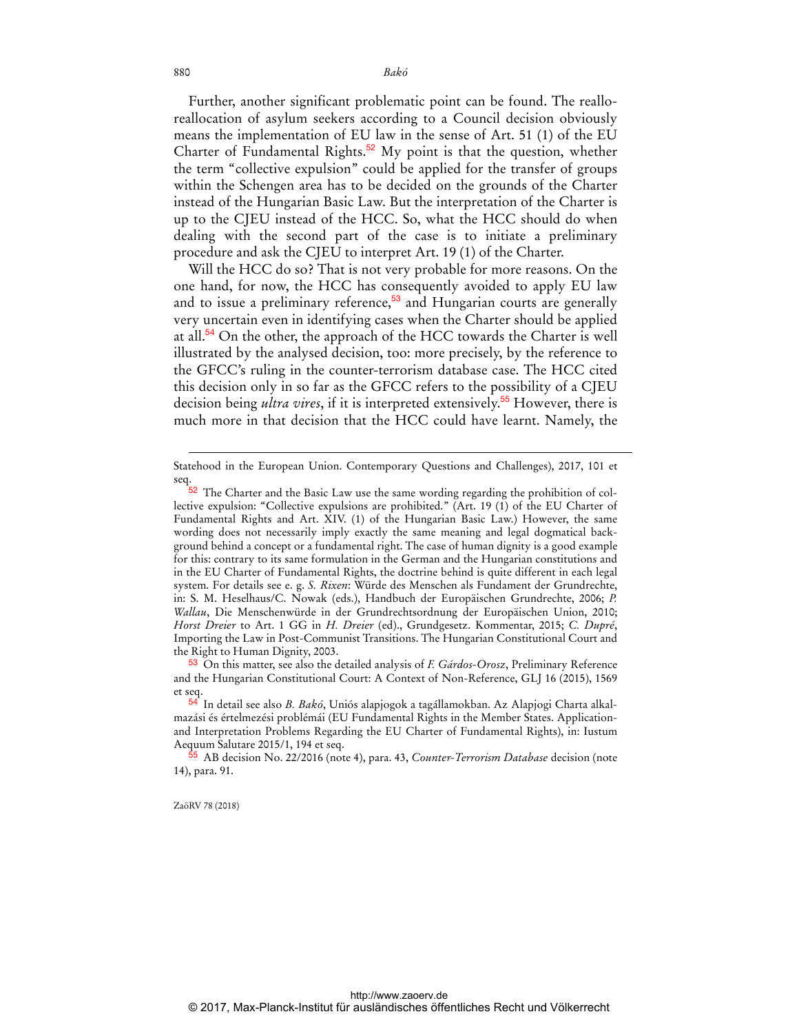Further, another significant problematic point can be found. The reallo-reallocation of asylum seekers according to a Council decision obviously means the implementation of EU law in the sense of Art. 51 (1) of the EU Charter of Fundamental Rights.[52] My point is that the question, whether the term "collective expulsion" could be applied for the transfer of groups within the Schengen area has to be decided on the grounds of the Charter instead of the Hungarian Basic Law. But the interpretation of the Charter is up to the CJEU instead of the HCC. So, what the HCC should do when dealing with the second part of the case is to initiate a preliminary procedure and ask the CJEU to interpret Art. 19 (1) of the Charter.

Will the HCC do so? That is not very probable for more reasons. On the one hand, for now, the HCC has consequently avoided to apply EU law and to issue a preliminary reference,[53] and Hungarian courts are generally very uncertain even in identifying cases when the Charter should be applied at all.[54] On the other, the approach of the HCC towards the Charter is well illustrated by the analysed decision, too: more precisely, by the reference to the GFCC's ruling in the counter-terrorism database case. The HCC cited this decision only in so far as the GFCC refers to the possibility of a CJEU decision being *ultra vires*, if it is interpreted extensively.[55] However, there is much more in that decision that the HCC could have learnt. Namely, the

---

Statehood in the European Union. Contemporary Questions and Challenges), 2017, 101 et seq.

[52] The Charter and the Basic Law use the same wording regarding the prohibition of collective expulsion: "Collective expulsions are prohibited." (Art. 19 (1) of the EU Charter of Fundamental Rights and Art. XIV. (1) of the Hungarian Basic Law.) However, the same wording does not necessarily imply exactly the same meaning and legal dogmatical background behind a concept or a fundamental right. The case of human dignity is a good example for this: contrary to its same formulation in the German and the Hungarian constitutions and in the EU Charter of Fundamental Rights, the doctrine behind is quite different in each legal system. For details see e. g. *S. Rixen*: Würde des Menschen als Fundament der Grundrechte, in: S. M. Heselhaus/C. Nowak (eds.), Handbuch der Europäischen Grundrechte, 2006; *P. Wallau*, Die Menschenwürde in der Grundrechtsordnung der Europäischen Union, 2010; *Horst Dreier* to Art. 1 GG in *H. Dreier* (ed)., Grundgesetz. Kommentar, 2015; *C. Dupré*, Importing the Law in Post-Communist Transitions. The Hungarian Constitutional Court and the Right to Human Dignity, 2003.

[53] On this matter, see also the detailed analysis of *F. Gárdos-Orosz*, Preliminary Reference and the Hungarian Constitutional Court: A Context of Non-Reference, GLJ 16 (2015), 1569 et seq.

[54] In detail see also *B. Bakó*, Uniós alapjogok a tagállamokban. Az Alapjogi Charta alkalmazási és értelmezési problémái (EU Fundamental Rights in the Member States. Application- and Interpretation Problems Regarding the EU Charter of Fundamental Rights), in: Iustum Aequum Salutare 2015/1, 194 et seq.

[55] AB decision No. 22/2016 (note 4), para. 43, *Counter-Terrorism Database* decision (note 14), para. 91.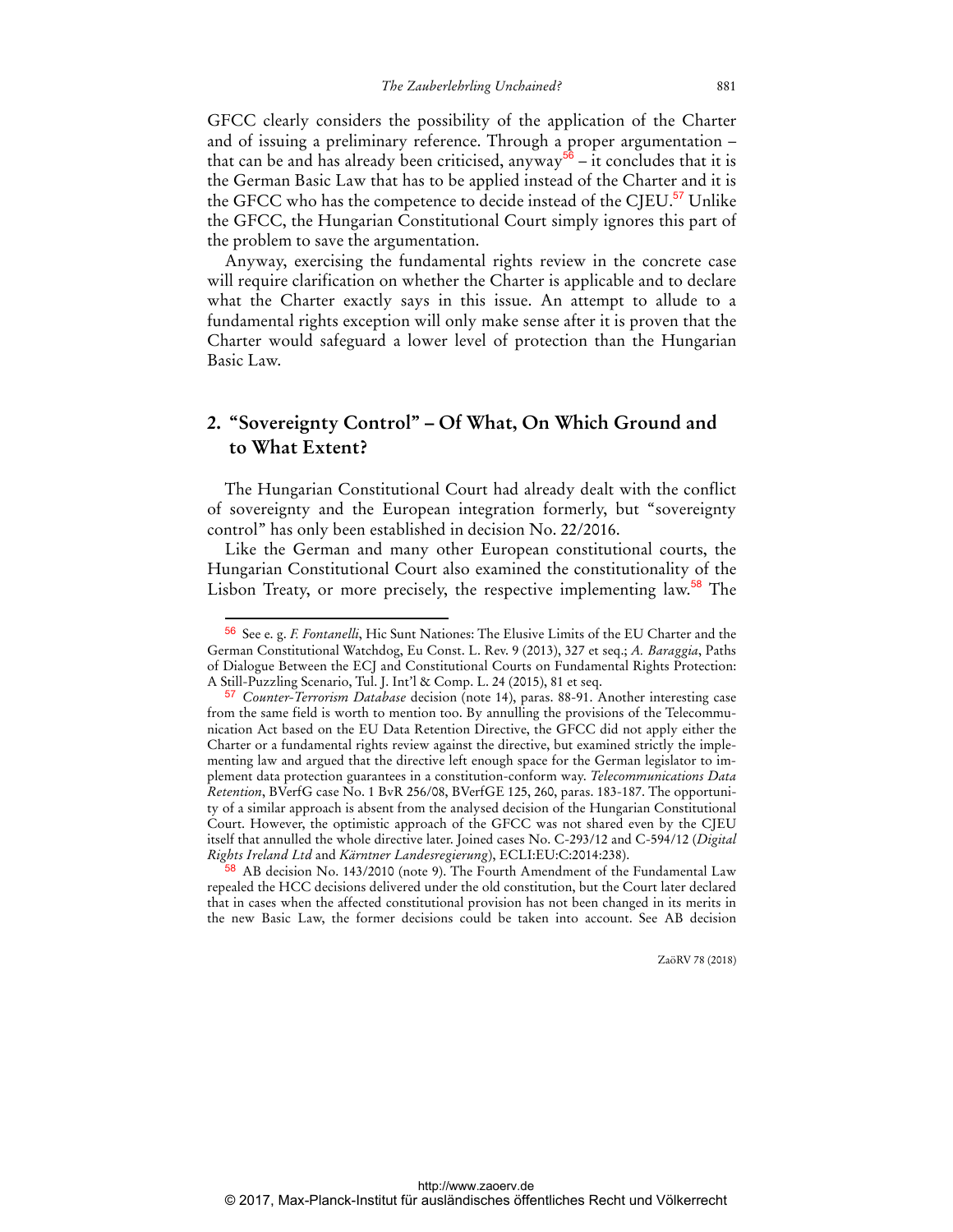GFCC clearly considers the possibility of the application of the Charter and of issuing a preliminary reference. Through a proper argumentation – that can be and has already been criticised, anyway[56] – it concludes that it is the German Basic Law that has to be applied instead of the Charter and it is the GFCC who has the competence to decide instead of the CJEU.[57] Unlike the GFCC, the Hungarian Constitutional Court simply ignores this part of the problem to save the argumentation.

Anyway, exercising the fundamental rights review in the concrete case will require clarification on whether the Charter is applicable and to declare what the Charter exactly says in this issue. An attempt to allude to a fundamental rights exception will only make sense after it is proven that the Charter would safeguard a lower level of protection than the Hungarian Basic Law.

## 2. "Sovereignty Control" – Of What, On Which Ground and to What Extent?

The Hungarian Constitutional Court had already dealt with the conflict of sovereignty and the European integration formerly, but "sovereignty control" has only been established in decision No. 22/2016.

Like the German and many other European constitutional courts, the Hungarian Constitutional Court also examined the constitutionality of the Lisbon Treaty, or more precisely, the respective implementing law.[58] The

---

[56] See e. g. *F. Fontanelli*, Hic Sunt Nationes: The Elusive Limits of the EU Charter and the German Constitutional Watchdog, Eu Const. L. Rev. 9 (2013), 327 et seq.; *A. Baraggia*, Paths of Dialogue Between the ECJ and Constitutional Courts on Fundamental Rights Protection: A Still-Puzzling Scenario, Tul. J. Int'l & Comp. L. 24 (2015), 81 et seq.

[57] *Counter-Terrorism Database* decision (note 14), paras. 88-91. Another interesting case from the same field is worth to mention too. By annulling the provisions of the Telecommunication Act based on the EU Data Retention Directive, the GFCC did not apply either the Charter or a fundamental rights review against the directive, but examined strictly the implementing law and argued that the directive left enough space for the German legislator to implement data protection guarantees in a constitution-conform way. *Telecommunications Data Retention*, BVerfG case No. 1 BvR 256/08, BVerfGE 125, 260, paras. 183-187. The opportunity of a similar approach is absent from the analysed decision of the Hungarian Constitutional Court. However, the optimistic approach of the GFCC was not shared even by the CJEU itself that annulled the whole directive later. Joined cases No. C-293/12 and C-594/12 (*Digital Rights Ireland Ltd* and *Kärntner Landesregierung*), ECLI:EU:C:2014:238).

[58] AB decision No. 143/2010 (note 9). The Fourth Amendment of the Fundamental Law repealed the HCC decisions delivered under the old constitution, but the Court later declared that in cases when the affected constitutional provision has not been changed in its merits in the new Basic Law, the former decisions could be taken into account. See AB decision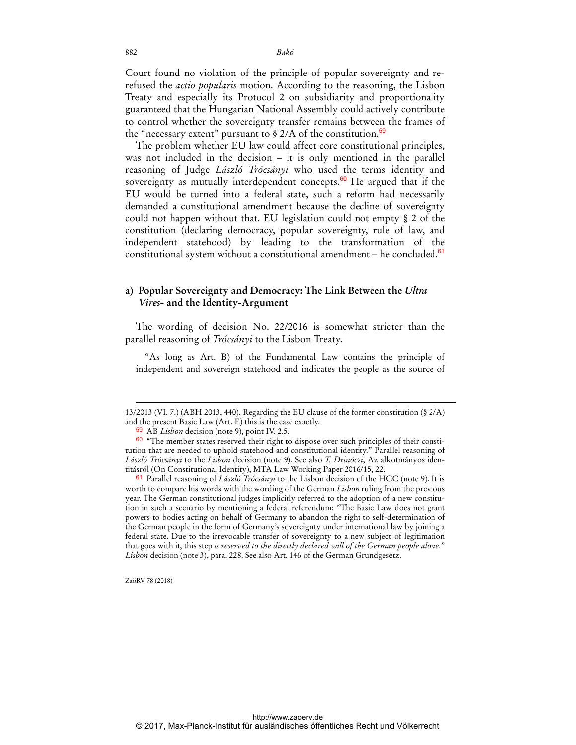Court found no violation of the principle of popular sovereignty and re-refused the *actio popularis* motion. According to the reasoning, the Lisbon Treaty and especially its Protocol 2 on subsidiarity and proportionality guaranteed that the Hungarian National Assembly could actively contribute to control whether the sovereignty transfer remains between the frames of the "necessary extent" pursuant to § 2/A of the constitution.[59]

The problem whether EU law could affect core constitutional principles, was not included in the decision – it is only mentioned in the parallel reasoning of Judge *László Trócsányi* who used the terms identity and sovereignty as mutually interdependent concepts.[60] He argued that if the EU would be turned into a federal state, such a reform had necessarily demanded a constitutional amendment because the decline of sovereignty could not happen without that. EU legislation could not empty § 2 of the constitution (declaring democracy, popular sovereignty, rule of law, and independent statehood) by leading to the transformation of the constitutional system without a constitutional amendment – he concluded.[61]

### a) Popular Sovereignty and Democracy: The Link Between the *Ultra Vires*- and the Identity-Argument

The wording of decision No. 22/2016 is somewhat stricter than the parallel reasoning of *Trócsányi* to the Lisbon Treaty.

"As long as Art. B) of the Fundamental Law contains the principle of independent and sovereign statehood and indicates the people as the source of

---

13/2013 (VI. 7.) (ABH 2013, 440). Regarding the EU clause of the former constitution (§ 2/A) and the present Basic Law (Art. E) this is the case exactly.

[59] AB *Lisbon* decision (note 9), point IV. 2.5.

[60] "The member states reserved their right to dispose over such principles of their constitution that are needed to uphold statehood and constitutional identity." Parallel reasoning of *László Trócsányi* to the *Lisbon* decision (note 9). See also *T. Drinóczi*, Az alkotmányos identitásról (On Constitutional Identity), MTA Law Working Paper 2016/15, 22.

[61] Parallel reasoning of *László Trócsányi* to the Lisbon decision of the HCC (note 9). It is worth to compare his words with the wording of the German *Lisbon* ruling from the previous year. The German constitutional judges implicitly referred to the adoption of a new constitution in such a scenario by mentioning a federal referendum: "The Basic Law does not grant powers to bodies acting on behalf of Germany to abandon the right to self-determination of the German people in the form of Germany's sovereignty under international law by joining a federal state. Due to the irrevocable transfer of sovereignty to a new subject of legitimation that goes with it, this step *is reserved to the directly declared will of the German people alone*." *Lisbon* decision (note 3), para. 228. See also Art. 146 of the German Grundgesetz.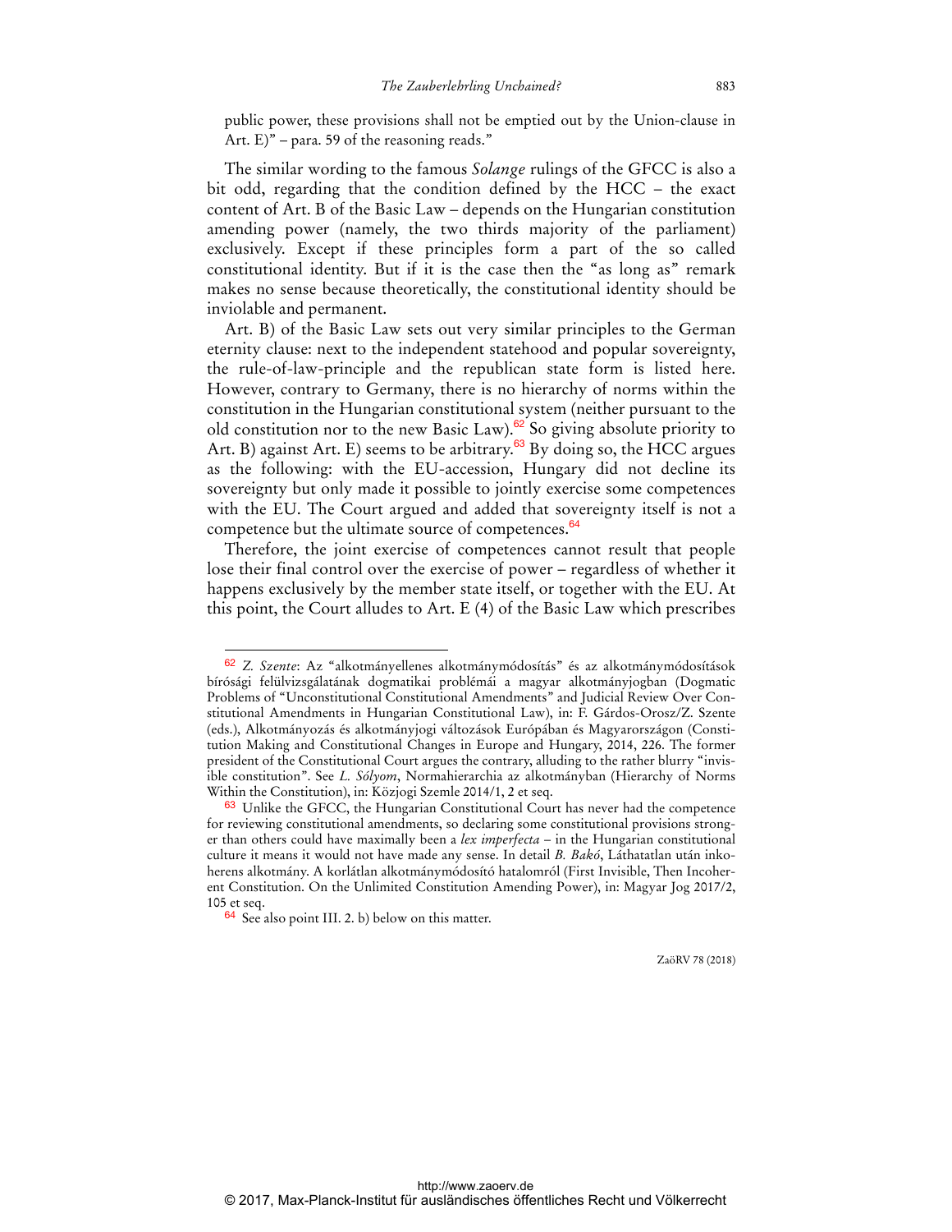public power, these provisions shall not be emptied out by the Union-clause in Art. E)" – para. 59 of the reasoning reads."

The similar wording to the famous *Solange* rulings of the GFCC is also a bit odd, regarding that the condition defined by the HCC – the exact content of Art. B of the Basic Law – depends on the Hungarian constitution amending power (namely, the two thirds majority of the parliament) exclusively. Except if these principles form a part of the so called constitutional identity. But if it is the case then the "as long as" remark makes no sense because theoretically, the constitutional identity should be inviolable and permanent.

Art. B) of the Basic Law sets out very similar principles to the German eternity clause: next to the independent statehood and popular sovereignty, the rule-of-law-principle and the republican state form is listed here. However, contrary to Germany, there is no hierarchy of norms within the constitution in the Hungarian constitutional system (neither pursuant to the old constitution nor to the new Basic Law).[62] So giving absolute priority to Art. B) against Art. E) seems to be arbitrary.[63] By doing so, the HCC argues as the following: with the EU-accession, Hungary did not decline its sovereignty but only made it possible to jointly exercise some competences with the EU. The Court argued and added that sovereignty itself is not a competence but the ultimate source of competences.[64]

Therefore, the joint exercise of competences cannot result that people lose their final control over the exercise of power – regardless of whether it happens exclusively by the member state itself, or together with the EU. At this point, the Court alludes to Art. E (4) of the Basic Law which prescribes

---

[62] *Z. Szente*: Az "alkotmányellenes alkotmánymódosítás" és az alkotmánymódosítások bírósági felülvizsgálatának dogmatikai problémái a magyar alkotmányjogban (Dogmatic Problems of "Unconstitutional Constitutional Amendments" and Judicial Review Over Constitutional Amendments in Hungarian Constitutional Law), in: F. Gárdos-Orosz/Z. Szente (eds.), Alkotmányozás és alkotmányjogi változások Európában és Magyarországon (Constitution Making and Constitutional Changes in Europe and Hungary, 2014, 226. The former president of the Constitutional Court argues the contrary, alluding to the rather blurry "invisible constitution". See *L. Sólyom*, Normahierarchia az alkotmányban (Hierarchy of Norms Within the Constitution), in: Közjogi Szemle 2014/1, 2 et seq.

[63] Unlike the GFCC, the Hungarian Constitutional Court has never had the competence for reviewing constitutional amendments, so declaring some constitutional provisions stronger than others could have maximally been a *lex imperfecta* – in the Hungarian constitutional culture it means it would not have made any sense. In detail *B. Bakó*, Láthatatlan után inkoherens alkotmány. A korlátlan alkotmánymódosító hatalomról (First Invisible, Then Incoherent Constitution. On the Unlimited Constitution Amending Power), in: Magyar Jog 2017/2, 105 et seq.

[64] See also point III. 2. b) below on this matter.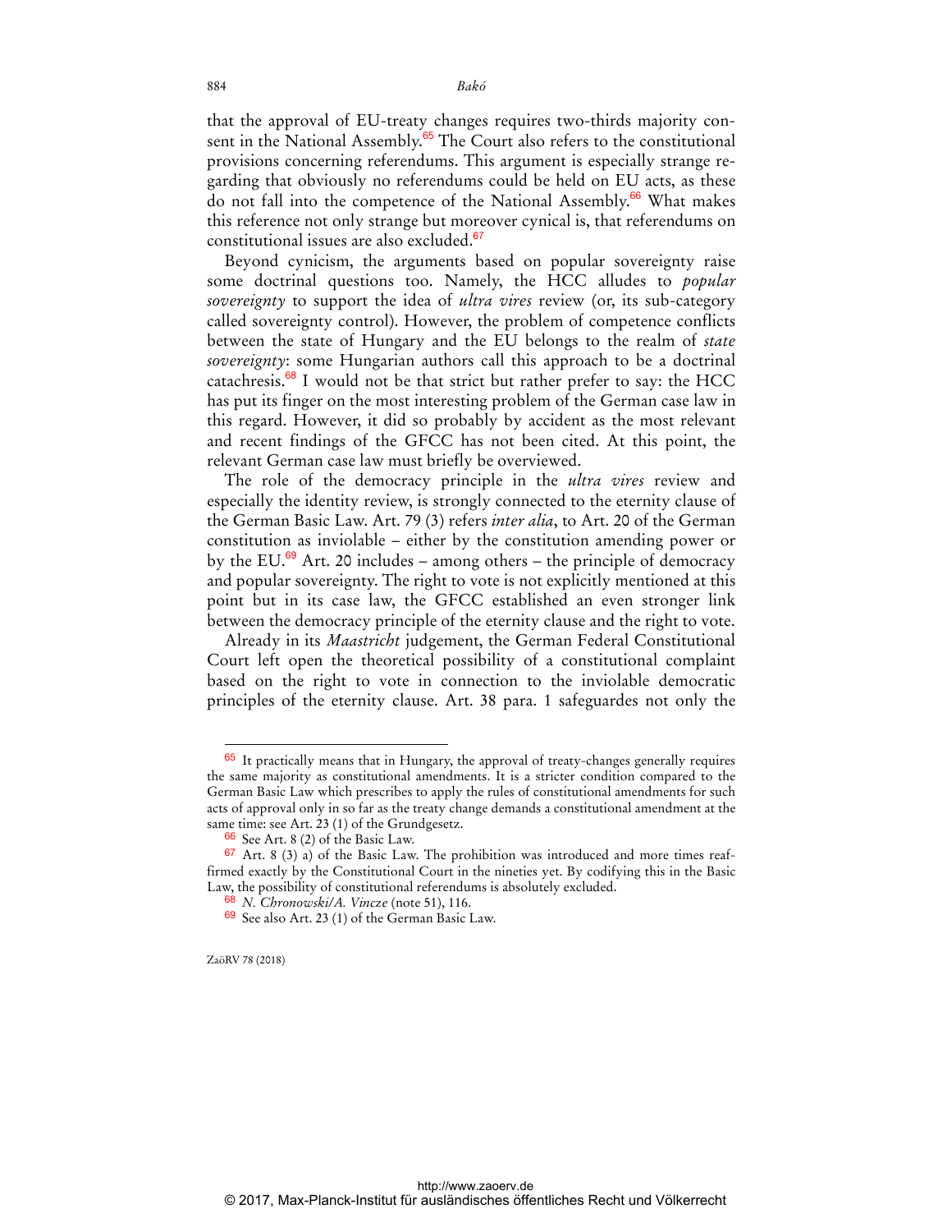that the approval of EU-treaty changes requires two-thirds majority consent in the National Assembly.[65] The Court also refers to the constitutional provisions concerning referendums. This argument is especially strange regarding that obviously no referendums could be held on EU acts, as these do not fall into the competence of the National Assembly.[66] What makes this reference not only strange but moreover cynical is, that referendums on constitutional issues are also excluded.[67]

Beyond cynicism, the arguments based on popular sovereignty raise some doctrinal questions too. Namely, the HCC alludes to *popular sovereignty* to support the idea of *ultra vires* review (or, its sub-category called sovereignty control). However, the problem of competence conflicts between the state of Hungary and the EU belongs to the realm of *state sovereignty*: some Hungarian authors call this approach to be a doctrinal catachresis.[68] I would not be that strict but rather prefer to say: the HCC has put its finger on the most interesting problem of the German case law in this regard. However, it did so probably by accident as the most relevant and recent findings of the GFCC has not been cited. At this point, the relevant German case law must briefly be overviewed.

The role of the democracy principle in the *ultra vires* review and especially the identity review, is strongly connected to the eternity clause of the German Basic Law. Art. 79 (3) refers *inter alia*, to Art. 20 of the German constitution as inviolable – either by the constitution amending power or by the EU.[69] Art. 20 includes – among others – the principle of democracy and popular sovereignty. The right to vote is not explicitly mentioned at this point but in its case law, the GFCC established an even stronger link between the democracy principle of the eternity clause and the right to vote.

Already in its *Maastricht* judgement, the German Federal Constitutional Court left open the theoretical possibility of a constitutional complaint based on the right to vote in connection to the inviolable democratic principles of the eternity clause. Art. 38 para. 1 safeguardes not only the

---

[65] It practically means that in Hungary, the approval of treaty-changes generally requires the same majority as constitutional amendments. It is a stricter condition compared to the German Basic Law which prescribes to apply the rules of constitutional amendments for such acts of approval only in so far as the treaty change demands a constitutional amendment at the same time: see Art. 23 (1) of the Grundgesetz.

[66] See Art. 8 (2) of the Basic Law.

[67] Art. 8 (3) a) of the Basic Law. The prohibition was introduced and more times reaffirmed exactly by the Constitutional Court in the nineties yet. By codifying this in the Basic Law, the possibility of constitutional referendums is absolutely excluded.

[68] *N. Chronowski/A. Vincze* (note 51), 116.

[69] See also Art. 23 (1) of the German Basic Law.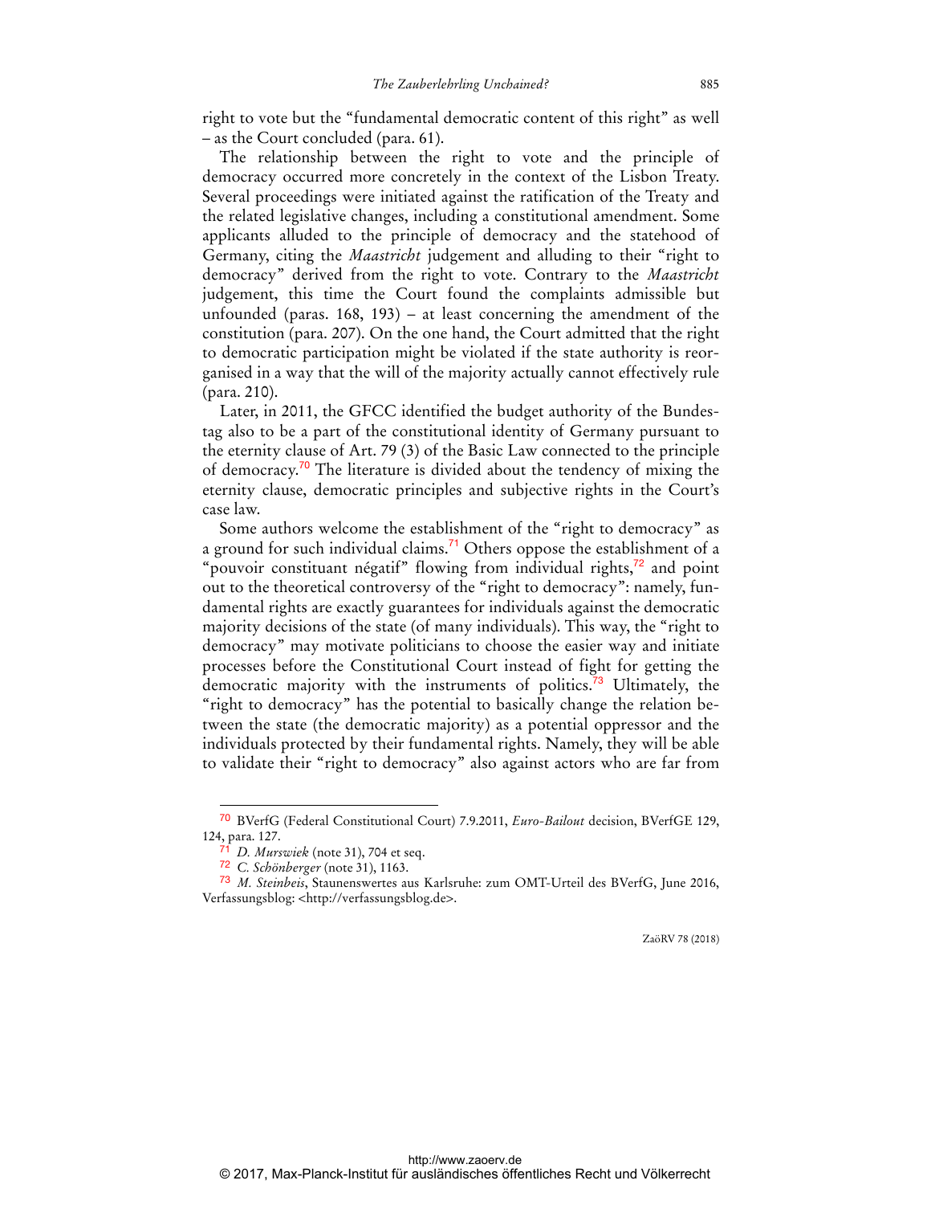right to vote but the "fundamental democratic content of this right" as well – as the Court concluded (para. 61).

The relationship between the right to vote and the principle of democracy occurred more concretely in the context of the Lisbon Treaty. Several proceedings were initiated against the ratification of the Treaty and the related legislative changes, including a constitutional amendment. Some applicants alluded to the principle of democracy and the statehood of Germany, citing the *Maastricht* judgement and alluding to their "right to democracy" derived from the right to vote. Contrary to the *Maastricht* judgement, this time the Court found the complaints admissible but unfounded (paras. 168, 193) – at least concerning the amendment of the constitution (para. 207). On the one hand, the Court admitted that the right to democratic participation might be violated if the state authority is reorganised in a way that the will of the majority actually cannot effectively rule (para. 210).

Later, in 2011, the GFCC identified the budget authority of the Bundestag also to be a part of the constitutional identity of Germany pursuant to the eternity clause of Art. 79 (3) of the Basic Law connected to the principle of democracy.[70] The literature is divided about the tendency of mixing the eternity clause, democratic principles and subjective rights in the Court's case law.

Some authors welcome the establishment of the "right to democracy" as a ground for such individual claims.[71] Others oppose the establishment of a "pouvoir constituant négatif" flowing from individual rights,[72] and point out to the theoretical controversy of the "right to democracy": namely, fundamental rights are exactly guarantees for individuals against the democratic majority decisions of the state (of many individuals). This way, the "right to democracy" may motivate politicians to choose the easier way and initiate processes before the Constitutional Court instead of fight for getting the democratic majority with the instruments of politics.[73] Ultimately, the "right to democracy" has the potential to basically change the relation between the state (the democratic majority) as a potential oppressor and the individuals protected by their fundamental rights. Namely, they will be able to validate their "right to democracy" also against actors who are far from

---

[70] BVerfG (Federal Constitutional Court) 7.9.2011, *Euro-Bailout* decision, BVerfGE 129, 124, para. 127.

[71] *D. Murswiek* (note 31), 704 et seq.

[72] *C. Schönberger* (note 31), 1163.

[73] *M. Steinbeis*, Staunenswertes aus Karlsruhe: zum OMT-Urteil des BVerfG, June 2016, Verfassungsblog: <http://verfassungsblog.de>.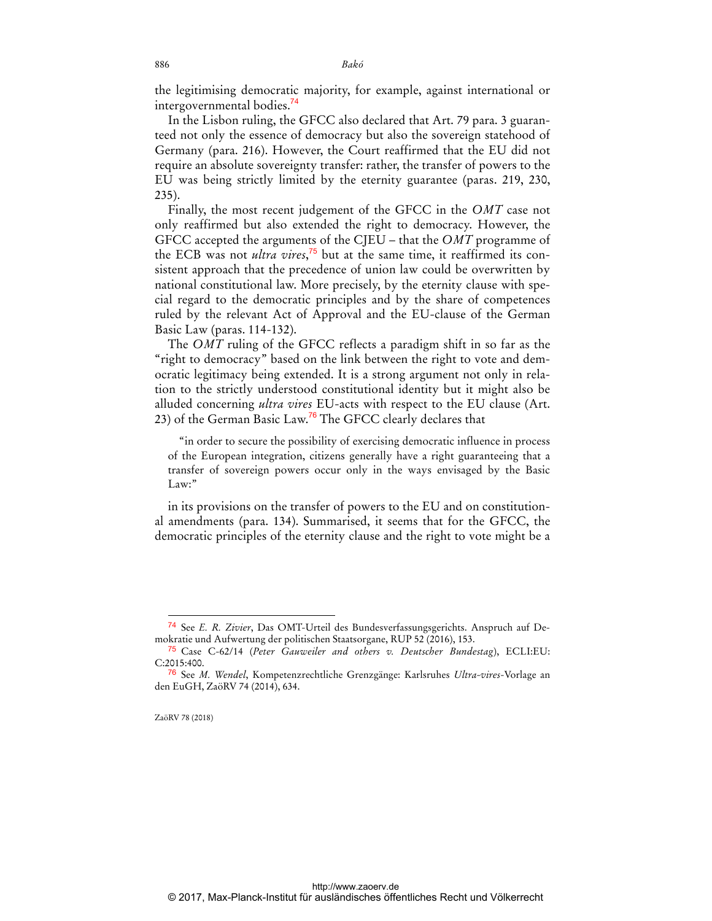the legitimising democratic majority, for example, against international or intergovernmental bodies.[74]

In the Lisbon ruling, the GFCC also declared that Art. 79 para. 3 guaranteed not only the essence of democracy but also the sovereign statehood of Germany (para. 216). However, the Court reaffirmed that the EU did not require an absolute sovereignty transfer: rather, the transfer of powers to the EU was being strictly limited by the eternity guarantee (paras. 219, 230, 235).

Finally, the most recent judgement of the GFCC in the *OMT* case not only reaffirmed but also extended the right to democracy. However, the GFCC accepted the arguments of the CJEU – that the *OMT* programme of the ECB was not *ultra vires*,[75] but at the same time, it reaffirmed its consistent approach that the precedence of union law could be overwritten by national constitutional law. More precisely, by the eternity clause with special regard to the democratic principles and by the share of competences ruled by the relevant Act of Approval and the EU-clause of the German Basic Law (paras. 114-132).

The *OMT* ruling of the GFCC reflects a paradigm shift in so far as the "right to democracy" based on the link between the right to vote and democratic legitimacy being extended. It is a strong argument not only in relation to the strictly understood constitutional identity but it might also be alluded concerning *ultra vires* EU-acts with respect to the EU clause (Art. 23) of the German Basic Law.[76] The GFCC clearly declares that

> "in order to secure the possibility of exercising democratic influence in process of the European integration, citizens generally have a right guaranteeing that a transfer of sovereign powers occur only in the ways envisaged by the Basic Law:"

in its provisions on the transfer of powers to the EU and on constitutional amendments (para. 134). Summarised, it seems that for the GFCC, the democratic principles of the eternity clause and the right to vote might be a

---

[74] See *E. R. Zivier*, Das OMT-Urteil des Bundesverfassungsgerichts. Anspruch auf Demokratie und Aufwertung der politischen Staatsorgane, RUP 52 (2016), 153.

[75] Case C-62/14 (*Peter Gauweiler and others v. Deutscher Bundestag*), ECLI:EU:C:2015:400.

[76] See *M. Wendel*, Kompetenzrechtliche Grenzgänge: Karlsruhes *Ultra-vires*-Vorlage an den EuGH, ZaöRV 74 (2014), 634.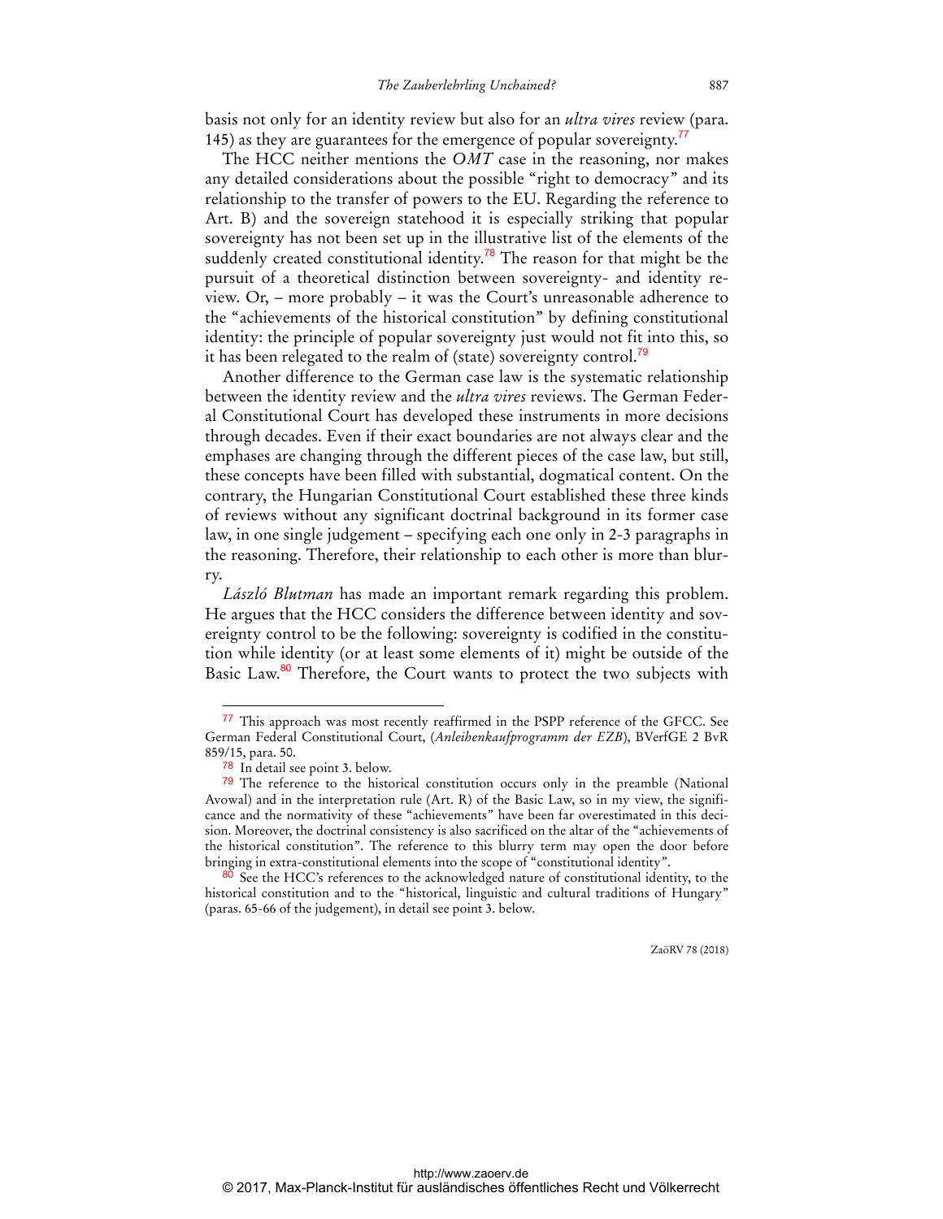basis not only for an identity review but also for an *ultra vires* review (para. 145) as they are guarantees for the emergence of popular sovereignty.[77]

The HCC neither mentions the *OMT* case in the reasoning, nor makes any detailed considerations about the possible "right to democracy" and its relationship to the transfer of powers to the EU. Regarding the reference to Art. B) and the sovereign statehood it is especially striking that popular sovereignty has not been set up in the illustrative list of the elements of the suddenly created constitutional identity.[78] The reason for that might be the pursuit of a theoretical distinction between sovereignty- and identity review. Or, – more probably – it was the Court's unreasonable adherence to the "achievements of the historical constitution" by defining constitutional identity: the principle of popular sovereignty just would not fit into this, so it has been relegated to the realm of (state) sovereignty control.[79]

Another difference to the German case law is the systematic relationship between the identity review and the *ultra vires* reviews. The German Federal Constitutional Court has developed these instruments in more decisions through decades. Even if their exact boundaries are not always clear and the emphases are changing through the different pieces of the case law, but still, these concepts have been filled with substantial, dogmatical content. On the contrary, the Hungarian Constitutional Court established these three kinds of reviews without any significant doctrinal background in its former case law, in one single judgement – specifying each one only in 2-3 paragraphs in the reasoning. Therefore, their relationship to each other is more than blurry.

*László Blutman* has made an important remark regarding this problem. He argues that the HCC considers the difference between identity and sovereignty control to be the following: sovereignty is codified in the constitution while identity (or at least some elements of it) might be outside of the Basic Law.[80] Therefore, the Court wants to protect the two subjects with

---

[77] This approach was most recently reaffirmed in the PSPP reference of the GFCC. See German Federal Constitutional Court, (*Anleihenkaufprogramm der EZB*), BVerfGE 2 BvR 859/15, para. 50.

[78] In detail see point 3. below.

[79] The reference to the historical constitution occurs only in the preamble (National Avowal) and in the interpretation rule (Art. R) of the Basic Law, so in my view, the significance and the normativity of these "achievements" have been far overestimated in this decision. Moreover, the doctrinal consistency is also sacrificed on the altar of the "achievements of the historical constitution". The reference to this blurry term may open the door before bringing in extra-constitutional elements into the scope of "constitutional identity".

[80] See the HCC's references to the acknowledged nature of constitutional identity, to the historical constitution and to the "historical, linguistic and cultural traditions of Hungary" (paras. 65-66 of the judgement), in detail see point 3. below.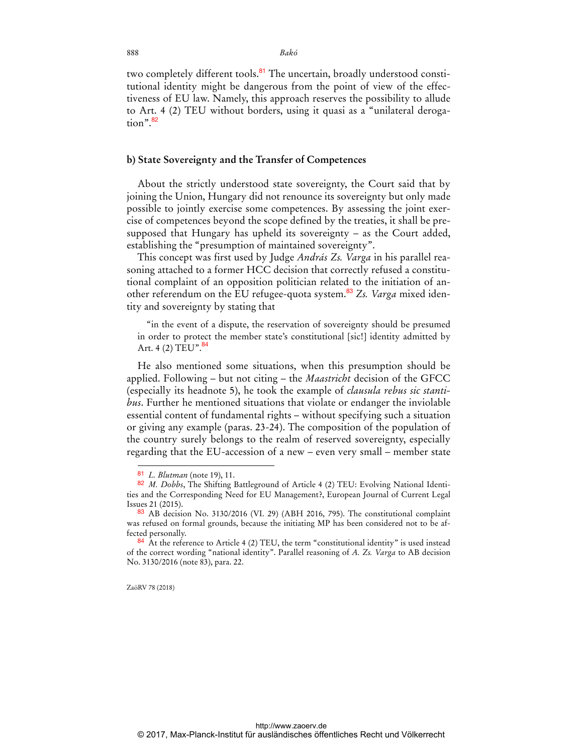two completely different tools.[81] The uncertain, broadly understood constitutional identity might be dangerous from the point of view of the effectiveness of EU law. Namely, this approach reserves the possibility to allude to Art. 4 (2) TEU without borders, using it quasi as a "unilateral derogation".[82]

### b) State Sovereignty and the Transfer of Competences

About the strictly understood state sovereignty, the Court said that by joining the Union, Hungary did not renounce its sovereignty but only made possible to jointly exercise some competences. By assessing the joint exercise of competences beyond the scope defined by the treaties, it shall be presupposed that Hungary has upheld its sovereignty – as the Court added, establishing the "presumption of maintained sovereignty".

This concept was first used by Judge *András Zs. Varga* in his parallel reasoning attached to a former HCC decision that correctly refused a constitutional complaint of an opposition politician related to the initiation of another referendum on the EU refugee-quota system.[83] *Zs. Varga* mixed identity and sovereignty by stating that

> "in the event of a dispute, the reservation of sovereignty should be presumed in order to protect the member state's constitutional [sic!] identity admitted by Art. 4 (2) TEU".[84]

He also mentioned some situations, when this presumption should be applied. Following – but not citing – the *Maastricht* decision of the GFCC (especially its headnote 5), he took the example of *clausula rebus sic stantibus*. Further he mentioned situations that violate or endanger the inviolable essential content of fundamental rights – without specifying such a situation or giving any example (paras. 23-24). The composition of the population of the country surely belongs to the realm of reserved sovereignty, especially regarding that the EU-accession of a new – even very small – member state

---

[81] *L. Blutman* (note 19), 11.

[82] *M. Dobbs*, The Shifting Battleground of Article 4 (2) TEU: Evolving National Identities and the Corresponding Need for EU Management?, European Journal of Current Legal Issues 21 (2015).

[83] AB decision No. 3130/2016 (VI. 29) (ABH 2016, 795). The constitutional complaint was refused on formal grounds, because the initiating MP has been considered not to be affected personally.

[84] At the reference to Article 4 (2) TEU, the term "constitutional identity" is used instead of the correct wording "national identity". Parallel reasoning of *A. Zs. Varga* to AB decision No. 3130/2016 (note 83), para. 22.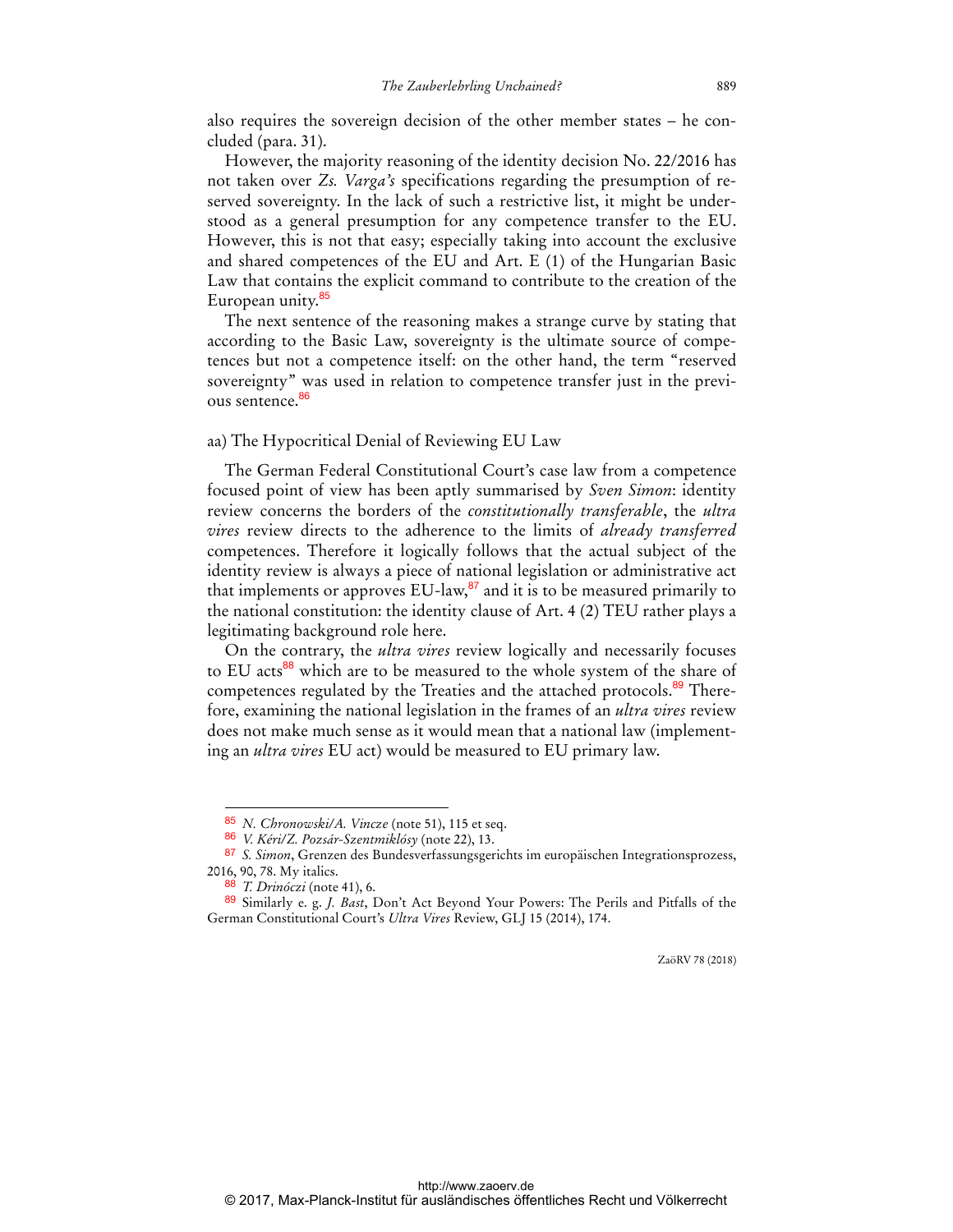also requires the sovereign decision of the other member states – he concluded (para. 31).

However, the majority reasoning of the identity decision No. 22/2016 has not taken over *Zs. Varga's* specifications regarding the presumption of reserved sovereignty. In the lack of such a restrictive list, it might be understood as a general presumption for any competence transfer to the EU. However, this is not that easy; especially taking into account the exclusive and shared competences of the EU and Art. E (1) of the Hungarian Basic Law that contains the explicit command to contribute to the creation of the European unity.[85]

The next sentence of the reasoning makes a strange curve by stating that according to the Basic Law, sovereignty is the ultimate source of competences but not a competence itself: on the other hand, the term "reserved sovereignty" was used in relation to competence transfer just in the previous sentence.[86]

### aa) The Hypocritical Denial of Reviewing EU Law

The German Federal Constitutional Court's case law from a competence focused point of view has been aptly summarised by *Sven Simon*: identity review concerns the borders of the *constitutionally transferable*, the *ultra vires* review directs to the adherence to the limits of *already transferred* competences. Therefore it logically follows that the actual subject of the identity review is always a piece of national legislation or administrative act that implements or approves EU-law,[87] and it is to be measured primarily to the national constitution: the identity clause of Art. 4 (2) TEU rather plays a legitimating background role here.

On the contrary, the *ultra vires* review logically and necessarily focuses to EU acts[88] which are to be measured to the whole system of the share of competences regulated by the Treaties and the attached protocols.[89] Therefore, examining the national legislation in the frames of an *ultra vires* review does not make much sense as it would mean that a national law (implementing an *ultra vires* EU act) would be measured to EU primary law.

---

[85] *N. Chronowski/A. Vincze* (note 51), 115 et seq.

[86] *V. Kéri/Z. Pozsár-Szentmiklósy* (note 22), 13.

[87] *S. Simon*, Grenzen des Bundesverfassungsgerichts im europäischen Integrationsprozess, 2016, 90, 78. My italics.

[88] *T. Drinóczi* (note 41), 6.

[89] Similarly e. g. *J. Bast*, Don't Act Beyond Your Powers: The Perils and Pitfalls of the German Constitutional Court's *Ultra Vires* Review, GLJ 15 (2014), 174.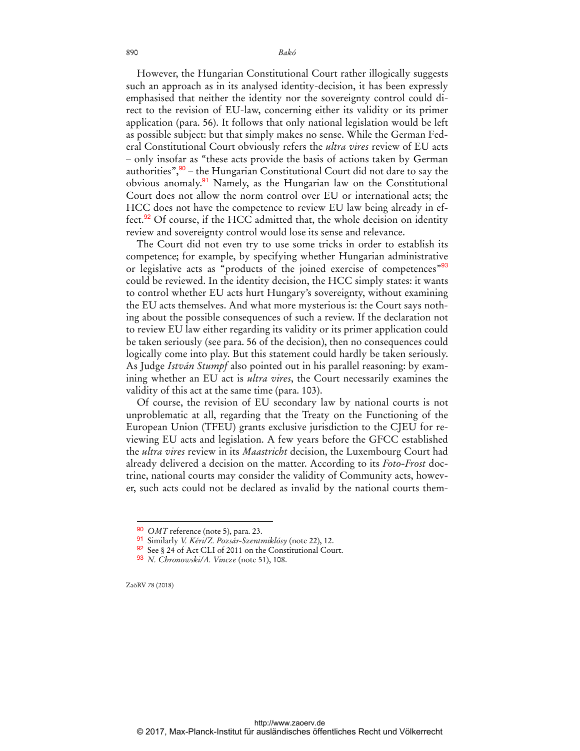However, the Hungarian Constitutional Court rather illogically suggests such an approach as in its analysed identity-decision, it has been expressly emphasised that neither the identity nor the sovereignty control could direct to the revision of EU-law, concerning either its validity or its primer application (para. 56). It follows that only national legislation would be left as possible subject: but that simply makes no sense. While the German Federal Constitutional Court obviously refers the *ultra vires* review of EU acts – only insofar as "these acts provide the basis of actions taken by German authorities",[90] – the Hungarian Constitutional Court did not dare to say the obvious anomaly.[91] Namely, as the Hungarian law on the Constitutional Court does not allow the norm control over EU or international acts; the HCC does not have the competence to review EU law being already in effect.[92] Of course, if the HCC admitted that, the whole decision on identity review and sovereignty control would lose its sense and relevance.

The Court did not even try to use some tricks in order to establish its competence; for example, by specifying whether Hungarian administrative or legislative acts as "products of the joined exercise of competences"[93] could be reviewed. In the identity decision, the HCC simply states: it wants to control whether EU acts hurt Hungary's sovereignty, without examining the EU acts themselves. And what more mysterious is: the Court says nothing about the possible consequences of such a review. If the declaration not to review EU law either regarding its validity or its primer application could be taken seriously (see para. 56 of the decision), then no consequences could logically come into play. But this statement could hardly be taken seriously. As Judge *István Stumpf* also pointed out in his parallel reasoning: by examining whether an EU act is *ultra vires*, the Court necessarily examines the validity of this act at the same time (para. 103).

Of course, the revision of EU secondary law by national courts is not unproblematic at all, regarding that the Treaty on the Functioning of the European Union (TFEU) grants exclusive jurisdiction to the CJEU for reviewing EU acts and legislation. A few years before the GFCC established the *ultra vires* review in its *Maastricht* decision, the Luxembourg Court had already delivered a decision on the matter. According to its *Foto-Frost* doctrine, national courts may consider the validity of Community acts, however, such acts could not be declared as invalid by the national courts them-

---

[90] *OMT* reference (note 5), para. 23.

[91] Similarly *V. Kéri/Z. Pozsár-Szentmiklósy* (note 22), 12.

[92] See § 24 of Act CLI of 2011 on the Constitutional Court.

[93] *N. Chronowski/A. Vincze* (note 51), 108.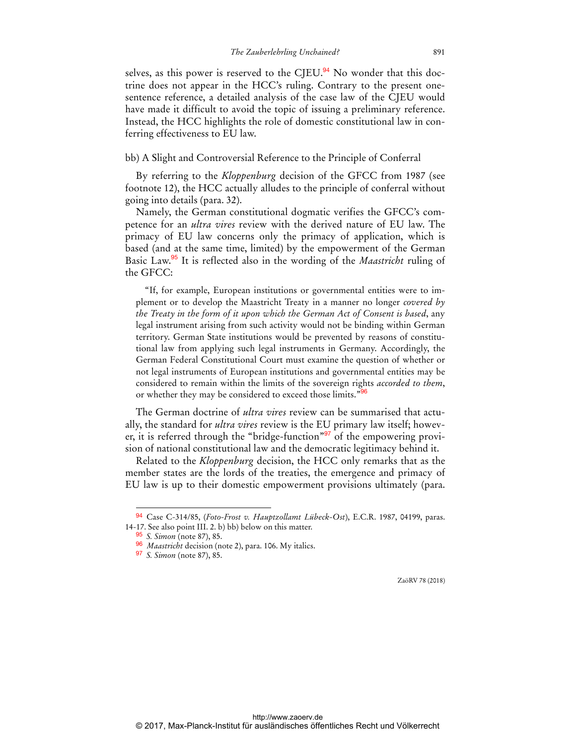selves, as this power is reserved to the CJEU.[94] No wonder that this doctrine does not appear in the HCC's ruling. Contrary to the present one-sentence reference, a detailed analysis of the case law of the CJEU would have made it difficult to avoid the topic of issuing a preliminary reference. Instead, the HCC highlights the role of domestic constitutional law in conferring effectiveness to EU law.

### bb) A Slight and Controversial Reference to the Principle of Conferral

By referring to the *Kloppenburg* decision of the GFCC from 1987 (see footnote 12), the HCC actually alludes to the principle of conferral without going into details (para. 32).

Namely, the German constitutional dogmatic verifies the GFCC's competence for an *ultra vires* review with the derived nature of EU law. The primacy of EU law concerns only the primacy of application, which is based (and at the same time, limited) by the empowerment of the German Basic Law.[95] It is reflected also in the wording of the *Maastricht* ruling of the GFCC:

> "If, for example, European institutions or governmental entities were to implement or to develop the Maastricht Treaty in a manner no longer *covered by the Treaty in the form of it upon which the German Act of Consent is based*, any legal instrument arising from such activity would not be binding within German territory. German State institutions would be prevented by reasons of constitutional law from applying such legal instruments in Germany. Accordingly, the German Federal Constitutional Court must examine the question of whether or not legal instruments of European institutions and governmental entities may be considered to remain within the limits of the sovereign rights *accorded to them*, or whether they may be considered to exceed those limits."[96]

The German doctrine of *ultra vires* review can be summarised that actually, the standard for *ultra vires* review is the EU primary law itself; however, it is referred through the "bridge-function"[97] of the empowering provision of national constitutional law and the democratic legitimacy behind it.

Related to the *Kloppenburg* decision, the HCC only remarks that as the member states are the lords of the treaties, the emergence and primacy of EU law is up to their domestic empowerment provisions ultimately (para.

---

[94] Case C-314/85, (*Foto-Frost v. Hauptzollamt Lübeck-Ost*), E.C.R. 1987, 04199, paras. 14-17. See also point III. 2. b) bb) below on this matter.

[95] *S. Simon* (note 87), 85.

[96] *Maastricht* decision (note 2), para. 106. My italics.

[97] *S. Simon* (note 87), 85.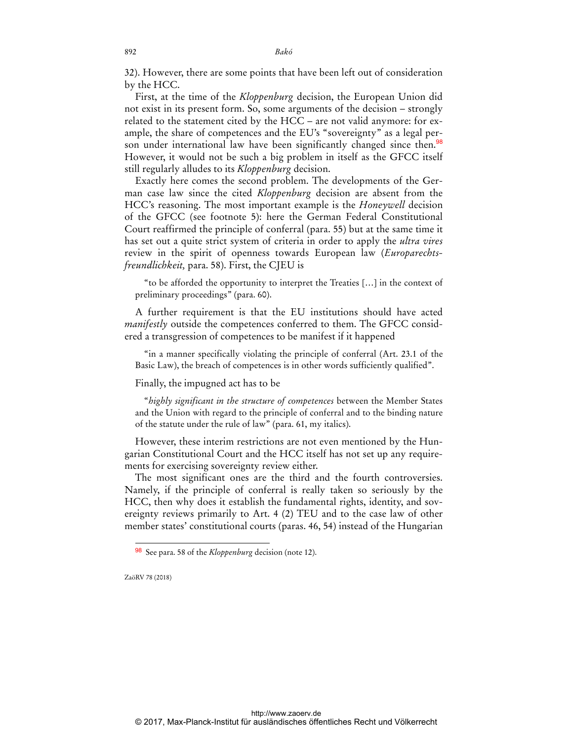32). However, there are some points that have been left out of consideration by the HCC.

First, at the time of the *Kloppenburg* decision, the European Union did not exist in its present form. So, some arguments of the decision – strongly related to the statement cited by the HCC – are not valid anymore: for example, the share of competences and the EU's "sovereignty" as a legal person under international law have been significantly changed since then.[98] However, it would not be such a big problem in itself as the GFCC itself still regularly alludes to its *Kloppenburg* decision.

Exactly here comes the second problem. The developments of the German case law since the cited *Kloppenburg* decision are absent from the HCC's reasoning. The most important example is the *Honeywell* decision of the GFCC (see footnote 5): here the German Federal Constitutional Court reaffirmed the principle of conferral (para. 55) but at the same time it has set out a quite strict system of criteria in order to apply the *ultra vires* review in the spirit of openness towards European law (*Europarechtsfreundlichkeit,* para. 58). First, the CJEU is

> "to be afforded the opportunity to interpret the Treaties […] in the context of preliminary proceedings" (para. 60).

A further requirement is that the EU institutions should have acted *manifestly* outside the competences conferred to them. The GFCC considered a transgression of competences to be manifest if it happened

> "in a manner specifically violating the principle of conferral (Art. 23.1 of the Basic Law), the breach of competences is in other words sufficiently qualified".

Finally, the impugned act has to be

> "*highly significant in the structure of competences* between the Member States and the Union with regard to the principle of conferral and to the binding nature of the statute under the rule of law" (para. 61, my italics).

However, these interim restrictions are not even mentioned by the Hungarian Constitutional Court and the HCC itself has not set up any requirements for exercising sovereignty review either.

The most significant ones are the third and the fourth controversies. Namely, if the principle of conferral is really taken so seriously by the HCC, then why does it establish the fundamental rights, identity, and sovereignty reviews primarily to Art. 4 (2) TEU and to the case law of other member states' constitutional courts (paras. 46, 54) instead of the Hungarian

---

[98] See para. 58 of the *Kloppenburg* decision (note 12).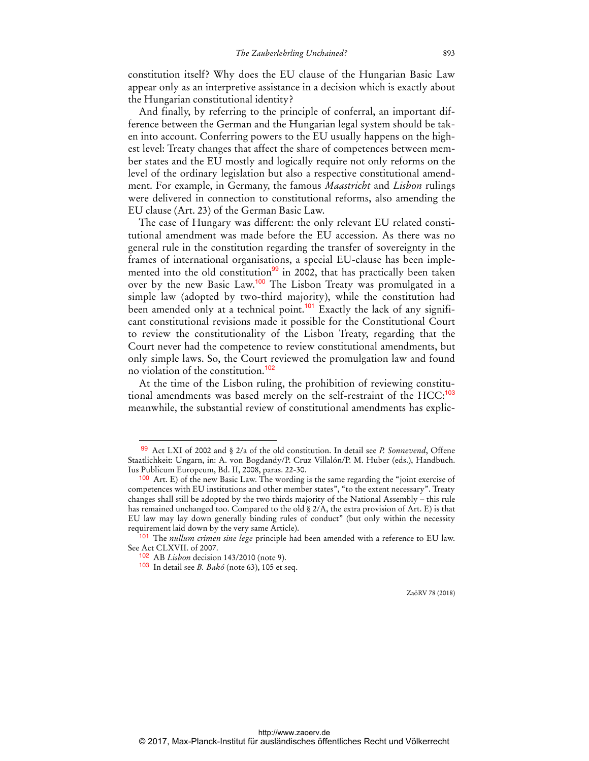constitution itself? Why does the EU clause of the Hungarian Basic Law appear only as an interpretive assistance in a decision which is exactly about the Hungarian constitutional identity?

And finally, by referring to the principle of conferral, an important difference between the German and the Hungarian legal system should be taken into account. Conferring powers to the EU usually happens on the highest level: Treaty changes that affect the share of competences between member states and the EU mostly and logically require not only reforms on the level of the ordinary legislation but also a respective constitutional amendment. For example, in Germany, the famous *Maastricht* and *Lisbon* rulings were delivered in connection to constitutional reforms, also amending the EU clause (Art. 23) of the German Basic Law.

The case of Hungary was different: the only relevant EU related constitutional amendment was made before the EU accession. As there was no general rule in the constitution regarding the transfer of sovereignty in the frames of international organisations, a special EU-clause has been implemented into the old constitution[99] in 2002, that has practically been taken over by the new Basic Law.[100] The Lisbon Treaty was promulgated in a simple law (adopted by two-third majority), while the constitution had been amended only at a technical point.[101] Exactly the lack of any significant constitutional revisions made it possible for the Constitutional Court to review the constitutionality of the Lisbon Treaty, regarding that the Court never had the competence to review constitutional amendments, but only simple laws. So, the Court reviewed the promulgation law and found no violation of the constitution.[102]

At the time of the Lisbon ruling, the prohibition of reviewing constitutional amendments was based merely on the self-restraint of the HCC:[103] meanwhile, the substantial review of constitutional amendments has explic-

---

[99] Act LXI of 2002 and § 2/a of the old constitution. In detail see *P. Sonnevend*, Offene Staatlichkeit: Ungarn, in: A. von Bogdandy/P. Cruz Villalón/P. M. Huber (eds.), Handbuch. Ius Publicum Europeum, Bd. II, 2008, paras. 22-30.

[100] Art. E) of the new Basic Law. The wording is the same regarding the "joint exercise of competences with EU institutions and other member states", "to the extent necessary". Treaty changes shall still be adopted by the two thirds majority of the National Assembly – this rule has remained unchanged too. Compared to the old § 2/A, the extra provision of Art. E) is that EU law may lay down generally binding rules of conduct" (but only within the necessity requirement laid down by the very same Article).

[101] The *nullum crimen sine lege* principle had been amended with a reference to EU law. See Act CLXVII. of 2007.

[102] AB *Lisbon* decision 143/2010 (note 9).

[103] In detail see *B. Bakó* (note 63), 105 et seq.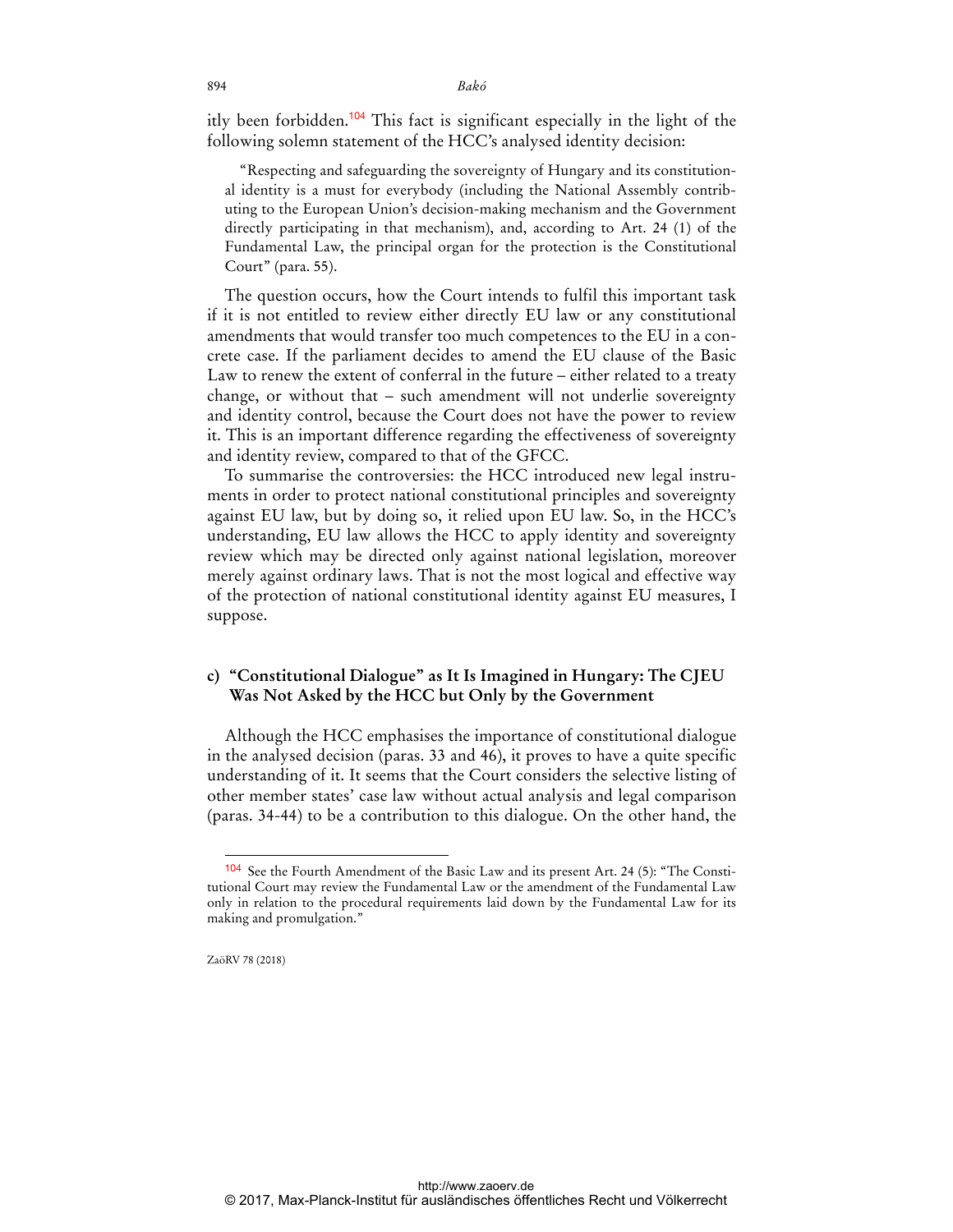itly been forbidden.[104] This fact is significant especially in the light of the following solemn statement of the HCC's analysed identity decision:

> "Respecting and safeguarding the sovereignty of Hungary and its constitutional identity is a must for everybody (including the National Assembly contributing to the European Union's decision-making mechanism and the Government directly participating in that mechanism), and, according to Art. 24 (1) of the Fundamental Law, the principal organ for the protection is the Constitutional Court" (para. 55).

The question occurs, how the Court intends to fulfil this important task if it is not entitled to review either directly EU law or any constitutional amendments that would transfer too much competences to the EU in a concrete case. If the parliament decides to amend the EU clause of the Basic Law to renew the extent of conferral in the future – either related to a treaty change, or without that – such amendment will not underlie sovereignty and identity control, because the Court does not have the power to review it. This is an important difference regarding the effectiveness of sovereignty and identity review, compared to that of the GFCC.

To summarise the controversies: the HCC introduced new legal instruments in order to protect national constitutional principles and sovereignty against EU law, but by doing so, it relied upon EU law. So, in the HCC's understanding, EU law allows the HCC to apply identity and sovereignty review which may be directed only against national legislation, moreover merely against ordinary laws. That is not the most logical and effective way of the protection of national constitutional identity against EU measures, I suppose.

### c) "Constitutional Dialogue" as It Is Imagined in Hungary: The CJEU Was Not Asked by the HCC but Only by the Government

Although the HCC emphasises the importance of constitutional dialogue in the analysed decision (paras. 33 and 46), it proves to have a quite specific understanding of it. It seems that the Court considers the selective listing of other member states' case law without actual analysis and legal comparison (paras. 34-44) to be a contribution to this dialogue. On the other hand, the

---

[104] See the Fourth Amendment of the Basic Law and its present Art. 24 (5): "The Constitutional Court may review the Fundamental Law or the amendment of the Fundamental Law only in relation to the procedural requirements laid down by the Fundamental Law for its making and promulgation."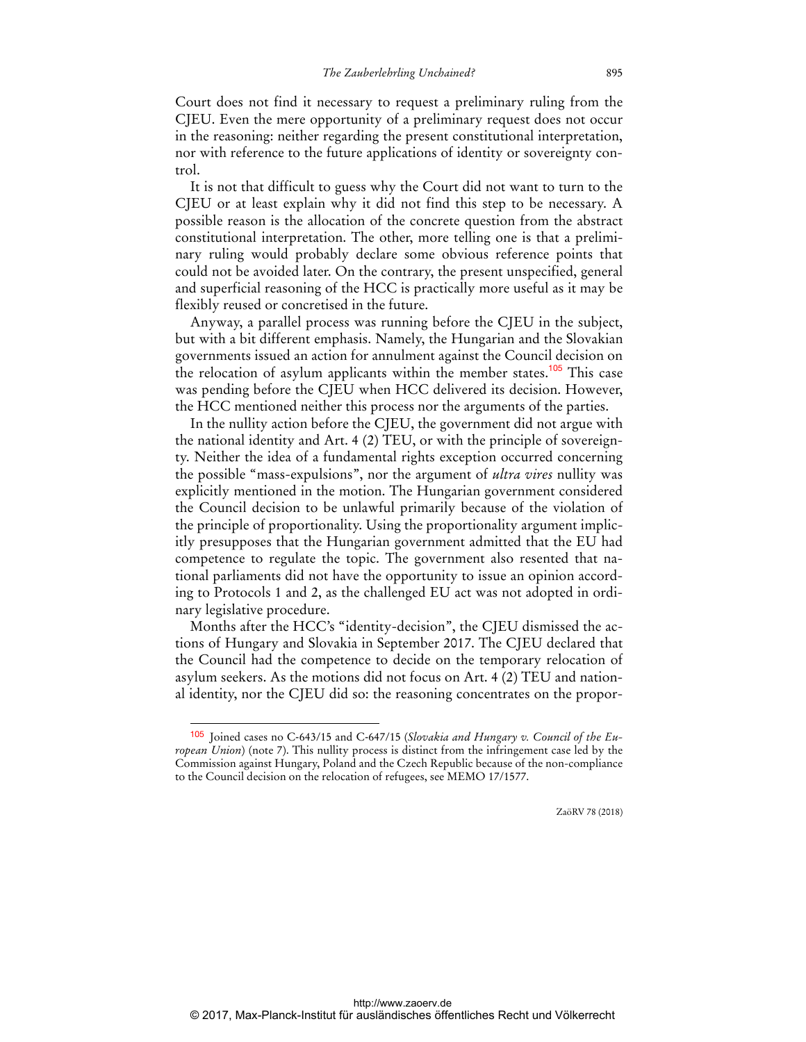Court does not find it necessary to request a preliminary ruling from the CJEU. Even the mere opportunity of a preliminary request does not occur in the reasoning: neither regarding the present constitutional interpretation, nor with reference to the future applications of identity or sovereignty control.

It is not that difficult to guess why the Court did not want to turn to the CJEU or at least explain why it did not find this step to be necessary. A possible reason is the allocation of the concrete question from the abstract constitutional interpretation. The other, more telling one is that a preliminary ruling would probably declare some obvious reference points that could not be avoided later. On the contrary, the present unspecified, general and superficial reasoning of the HCC is practically more useful as it may be flexibly reused or concretised in the future.

Anyway, a parallel process was running before the CJEU in the subject, but with a bit different emphasis. Namely, the Hungarian and the Slovakian governments issued an action for annulment against the Council decision on the relocation of asylum applicants within the member states.[105] This case was pending before the CJEU when HCC delivered its decision. However, the HCC mentioned neither this process nor the arguments of the parties.

In the nullity action before the CJEU, the government did not argue with the national identity and Art. 4 (2) TEU, or with the principle of sovereignty. Neither the idea of a fundamental rights exception occurred concerning the possible "mass-expulsions", nor the argument of *ultra vires* nullity was explicitly mentioned in the motion. The Hungarian government considered the Council decision to be unlawful primarily because of the violation of the principle of proportionality. Using the proportionality argument implicitly presupposes that the Hungarian government admitted that the EU had competence to regulate the topic. The government also resented that national parliaments did not have the opportunity to issue an opinion according to Protocols 1 and 2, as the challenged EU act was not adopted in ordinary legislative procedure.

Months after the HCC's "identity-decision", the CJEU dismissed the actions of Hungary and Slovakia in September 2017. The CJEU declared that the Council had the competence to decide on the temporary relocation of asylum seekers. As the motions did not focus on Art. 4 (2) TEU and national identity, nor the CJEU did so: the reasoning concentrates on the propor-

---

[105] Joined cases no C-643/15 and C-647/15 (*Slovakia and Hungary v. Council of the European Union*) (note 7). This nullity process is distinct from the infringement case led by the Commission against Hungary, Poland and the Czech Republic because of the non-compliance to the Council decision on the relocation of refugees, see MEMO 17/1577.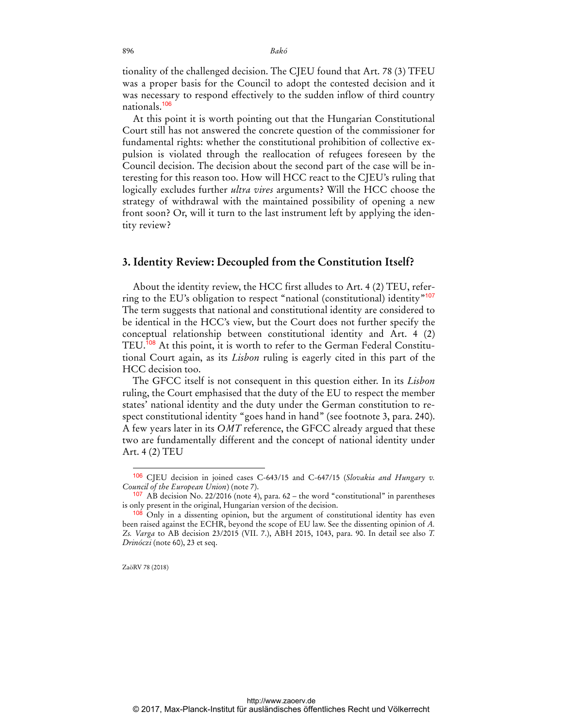tionality of the challenged decision. The CJEU found that Art. 78 (3) TFEU was a proper basis for the Council to adopt the contested decision and it was necessary to respond effectively to the sudden inflow of third country nationals.[106]

At this point it is worth pointing out that the Hungarian Constitutional Court still has not answered the concrete question of the commissioner for fundamental rights: whether the constitutional prohibition of collective expulsion is violated through the reallocation of refugees foreseen by the Council decision. The decision about the second part of the case will be interesting for this reason too. How will HCC react to the CJEU's ruling that logically excludes further *ultra vires* arguments? Will the HCC choose the strategy of withdrawal with the maintained possibility of opening a new front soon? Or, will it turn to the last instrument left by applying the identity review?

## 3. Identity Review: Decoupled from the Constitution Itself?

About the identity review, the HCC first alludes to Art. 4 (2) TEU, referring to the EU's obligation to respect "national (constitutional) identity"[107] The term suggests that national and constitutional identity are considered to be identical in the HCC's view, but the Court does not further specify the conceptual relationship between constitutional identity and Art. 4 (2) TEU.[108] At this point, it is worth to refer to the German Federal Constitutional Court again, as its *Lisbon* ruling is eagerly cited in this part of the HCC decision too.

The GFCC itself is not consequent in this question either. In its *Lisbon* ruling, the Court emphasised that the duty of the EU to respect the member states' national identity and the duty under the German constitution to respect constitutional identity "goes hand in hand" (see footnote 3, para. 240). A few years later in its *OMT* reference, the GFCC already argued that these two are fundamentally different and the concept of national identity under Art. 4 (2) TEU

---

[106] CJEU decision in joined cases C-643/15 and C-647/15 (*Slovakia and Hungary v. Council of the European Union*) (note 7).

[107] AB decision No. 22/2016 (note 4), para. 62 – the word "constitutional" in parentheses is only present in the original, Hungarian version of the decision.

[108] Only in a dissenting opinion, but the argument of constitutional identity has even been raised against the ECHR, beyond the scope of EU law. See the dissenting opinion of *A. Zs. Varga* to AB decision 23/2015 (VII. 7.), ABH 2015, 1043, para. 90. In detail see also *T. Drinóczi* (note 60), 23 et seq.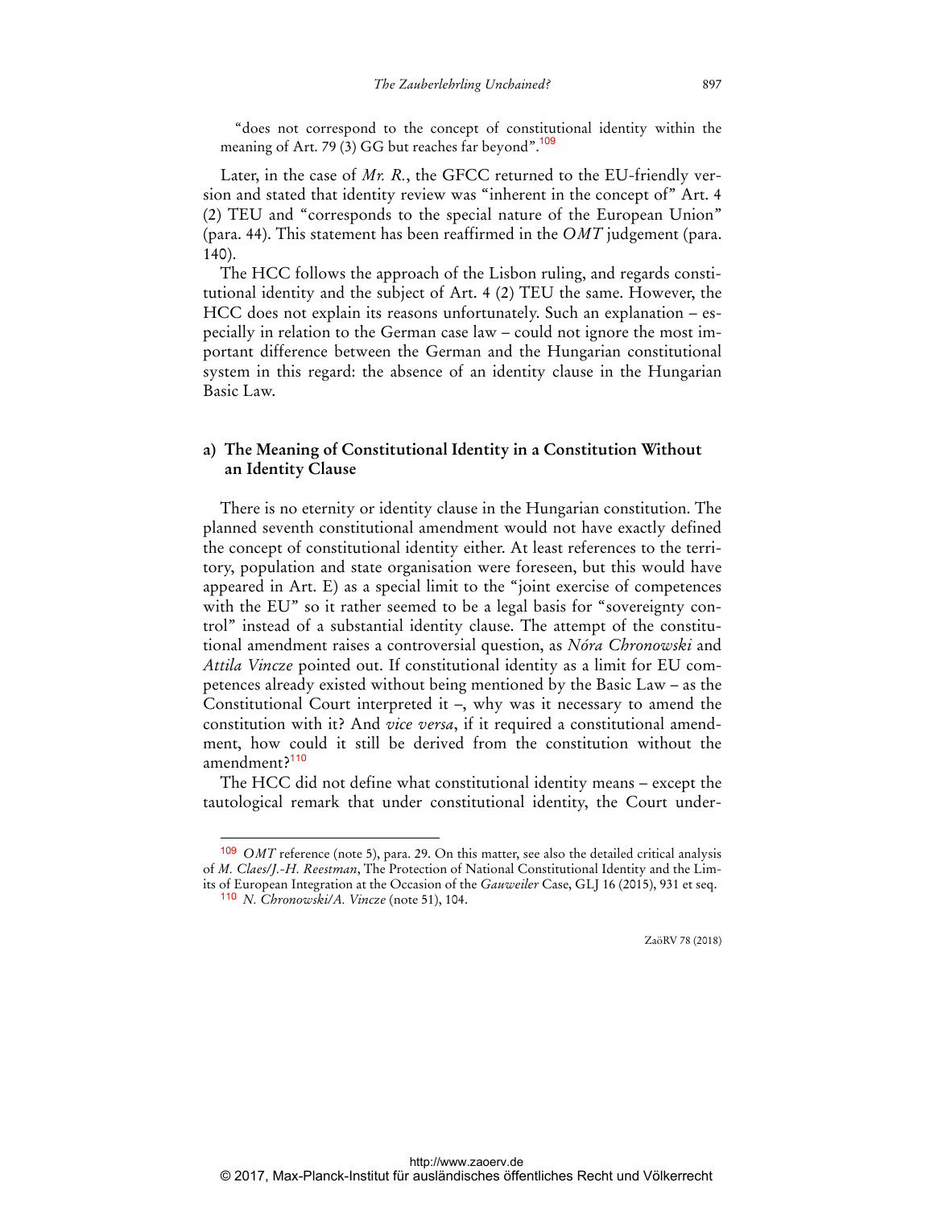"does not correspond to the concept of constitutional identity within the meaning of Art. 79 (3) GG but reaches far beyond".[109]

Later, in the case of *Mr. R.*, the GFCC returned to the EU-friendly version and stated that identity review was "inherent in the concept of" Art. 4 (2) TEU and "corresponds to the special nature of the European Union" (para. 44). This statement has been reaffirmed in the *OMT* judgement (para. 140).

The HCC follows the approach of the Lisbon ruling, and regards constitutional identity and the subject of Art. 4 (2) TEU the same. However, the HCC does not explain its reasons unfortunately. Such an explanation – especially in relation to the German case law – could not ignore the most important difference between the German and the Hungarian constitutional system in this regard: the absence of an identity clause in the Hungarian Basic Law.

### a) The Meaning of Constitutional Identity in a Constitution Without an Identity Clause

There is no eternity or identity clause in the Hungarian constitution. The planned seventh constitutional amendment would not have exactly defined the concept of constitutional identity either. At least references to the territory, population and state organisation were foreseen, but this would have appeared in Art. E) as a special limit to the "joint exercise of competences with the EU" so it rather seemed to be a legal basis for "sovereignty control" instead of a substantial identity clause. The attempt of the constitutional amendment raises a controversial question, as *Nóra Chronowski* and *Attila Vincze* pointed out. If constitutional identity as a limit for EU competences already existed without being mentioned by the Basic Law – as the Constitutional Court interpreted it –, why was it necessary to amend the constitution with it? And *vice versa*, if it required a constitutional amendment, how could it still be derived from the constitution without the amendment?[110]

The HCC did not define what constitutional identity means – except the tautological remark that under constitutional identity, the Court under-

---

[109] *OMT* reference (note 5), para. 29. On this matter, see also the detailed critical analysis of *M. Claes/J.-H. Reestman*, The Protection of National Constitutional Identity and the Limits of European Integration at the Occasion of the *Gauweiler* Case, GLJ 16 (2015), 931 et seq.

[110] *N. Chronowski/A. Vincze* (note 51), 104.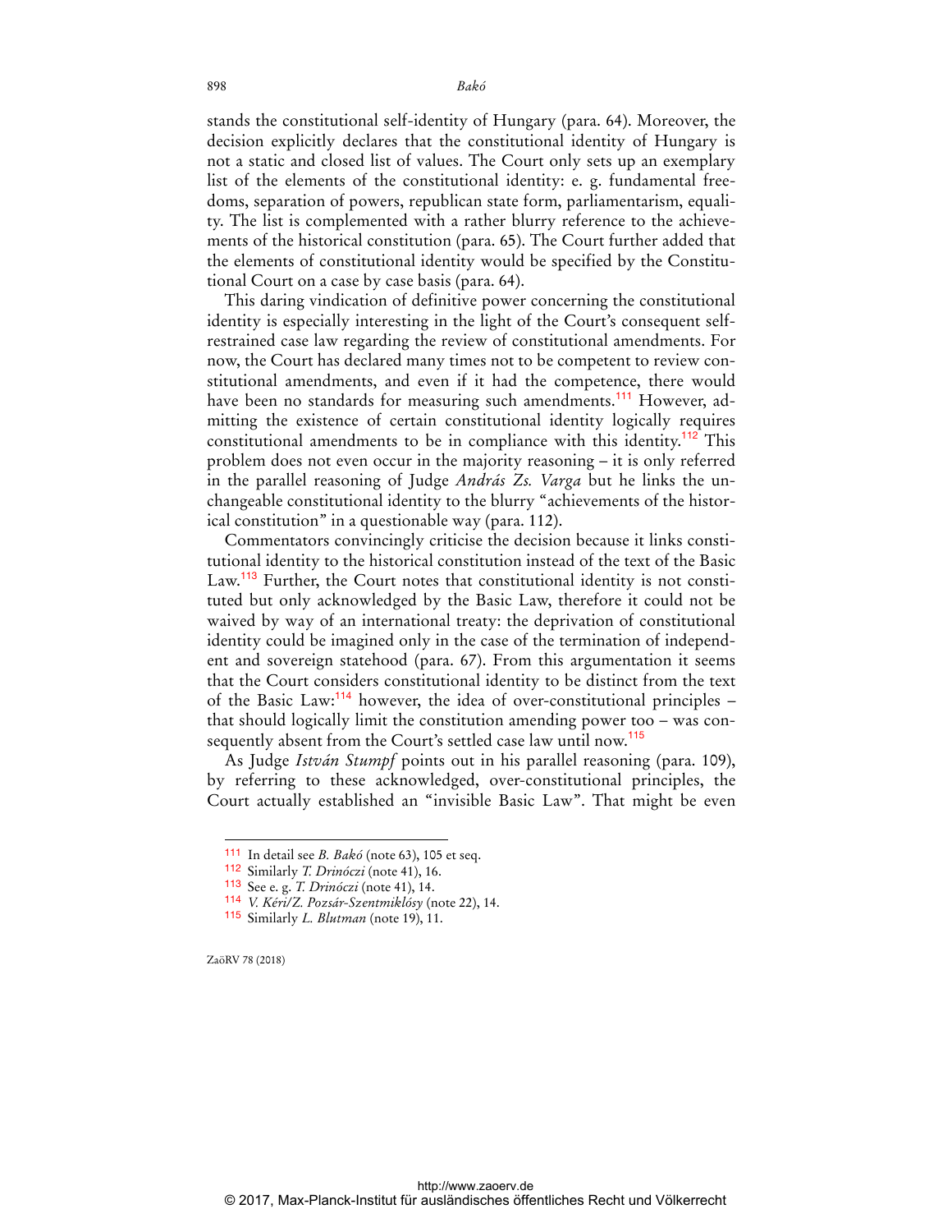stands the constitutional self-identity of Hungary (para. 64). Moreover, the decision explicitly declares that the constitutional identity of Hungary is not a static and closed list of values. The Court only sets up an exemplary list of the elements of the constitutional identity: e. g. fundamental freedoms, separation of powers, republican state form, parliamentarism, equality. The list is complemented with a rather blurry reference to the achievements of the historical constitution (para. 65). The Court further added that the elements of constitutional identity would be specified by the Constitutional Court on a case by case basis (para. 64).

This daring vindication of definitive power concerning the constitutional identity is especially interesting in the light of the Court's consequent self-restrained case law regarding the review of constitutional amendments. For now, the Court has declared many times not to be competent to review constitutional amendments, and even if it had the competence, there would have been no standards for measuring such amendments.[111] However, admitting the existence of certain constitutional identity logically requires constitutional amendments to be in compliance with this identity.[112] This problem does not even occur in the majority reasoning – it is only referred in the parallel reasoning of Judge *András Zs. Varga* but he links the unchangeable constitutional identity to the blurry "achievements of the historical constitution" in a questionable way (para. 112).

Commentators convincingly criticise the decision because it links constitutional identity to the historical constitution instead of the text of the Basic Law.[113] Further, the Court notes that constitutional identity is not constituted but only acknowledged by the Basic Law, therefore it could not be waived by way of an international treaty: the deprivation of constitutional identity could be imagined only in the case of the termination of independent and sovereign statehood (para. 67). From this argumentation it seems that the Court considers constitutional identity to be distinct from the text of the Basic Law:[114] however, the idea of over-constitutional principles – that should logically limit the constitution amending power too – was consequently absent from the Court's settled case law until now.[115]

As Judge *István Stumpf* points out in his parallel reasoning (para. 109), by referring to these acknowledged, over-constitutional principles, the Court actually established an "invisible Basic Law". That might be even

---

[111] In detail see *B. Bakó* (note 63), 105 et seq.

[112] Similarly *T. Drinóczi* (note 41), 16.

[113] See e. g. *T. Drinóczi* (note 41), 14.

[114] *V. Kéri/Z. Pozsár-Szentmiklósy* (note 22), 14.

[115] Similarly *L. Blutman* (note 19), 11.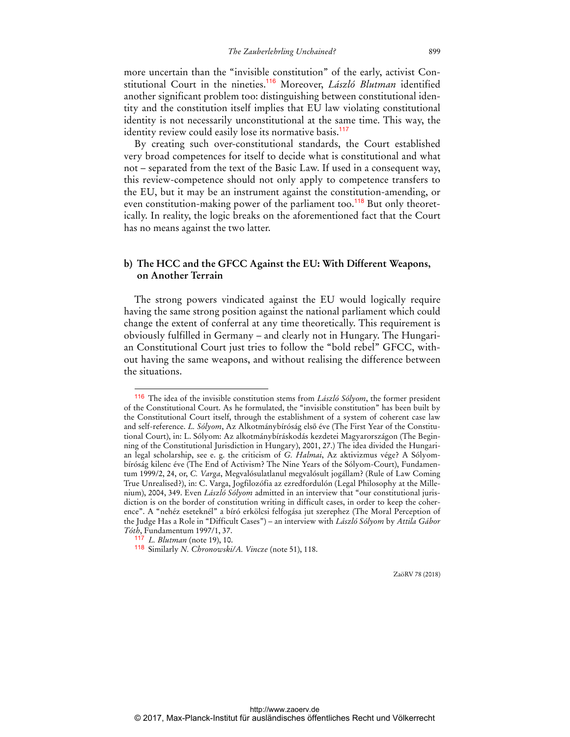more uncertain than the "invisible constitution" of the early, activist Constitutional Court in the nineties.[116] Moreover, *László Blutman* identified another significant problem too: distinguishing between constitutional identity and the constitution itself implies that EU law violating constitutional identity is not necessarily unconstitutional at the same time. This way, the identity review could easily lose its normative basis.[117]

By creating such over-constitutional standards, the Court established very broad competences for itself to decide what is constitutional and what not – separated from the text of the Basic Law. If used in a consequent way, this review-competence should not only apply to competence transfers to the EU, but it may be an instrument against the constitution-amending, or even constitution-making power of the parliament too.[118] But only theoretically. In reality, the logic breaks on the aforementioned fact that the Court has no means against the two latter.

### b) The HCC and the GFCC Against the EU: With Different Weapons, on Another Terrain

The strong powers vindicated against the EU would logically require having the same strong position against the national parliament which could change the extent of conferral at any time theoretically. This requirement is obviously fulfilled in Germany – and clearly not in Hungary. The Hungarian Constitutional Court just tries to follow the "bold rebel" GFCC, without having the same weapons, and without realising the difference between the situations.

---

[116] The idea of the invisible constitution stems from *László Sólyom*, the former president of the Constitutional Court. As he formulated, the "invisible constitution" has been built by the Constitutional Court itself, through the establishment of a system of coherent case law and self-reference. *L. Sólyom*, Az Alkotmánybíróság első éve (The First Year of the Constitutional Court), in: L. Sólyom: Az alkotmánybíráskodás kezdetei Magyarországon (The Beginning of the Constitutional Jurisdiction in Hungary), 2001, 27.) The idea divided the Hungarian legal scholarship, see e. g. the criticism of *G. Halmai*, Az aktivizmus vége? A Sólyom-bíróság kilenc éve (The End of Activism? The Nine Years of the Sólyom-Court), Fundamentum 1999/2, 24, or, *C. Varga*, Megvalósulatlanul megvalósult jogállam? (Rule of Law Coming True Unrealised?), in: C. Varga, Jogfilozófia az ezredfordulón (Legal Philosophy at the Millenium), 2004, 349. Even *László Sólyom* admitted in an interview that "our constitutional jurisdiction is on the border of constitution writing in difficult cases, in order to keep the coherence". A "nehéz eseteknél" a bíró erkölcsi felfogása jut szerephez (The Moral Perception of the Judge Has a Role in "Difficult Cases") – an interview with *László Sólyom* by *Attila Gábor Tóth*, Fundamentum 1997/1, 37.

[117] *L. Blutman* (note 19), 10.

[118] Similarly *N. Chronowski/A. Vincze* (note 51), 118.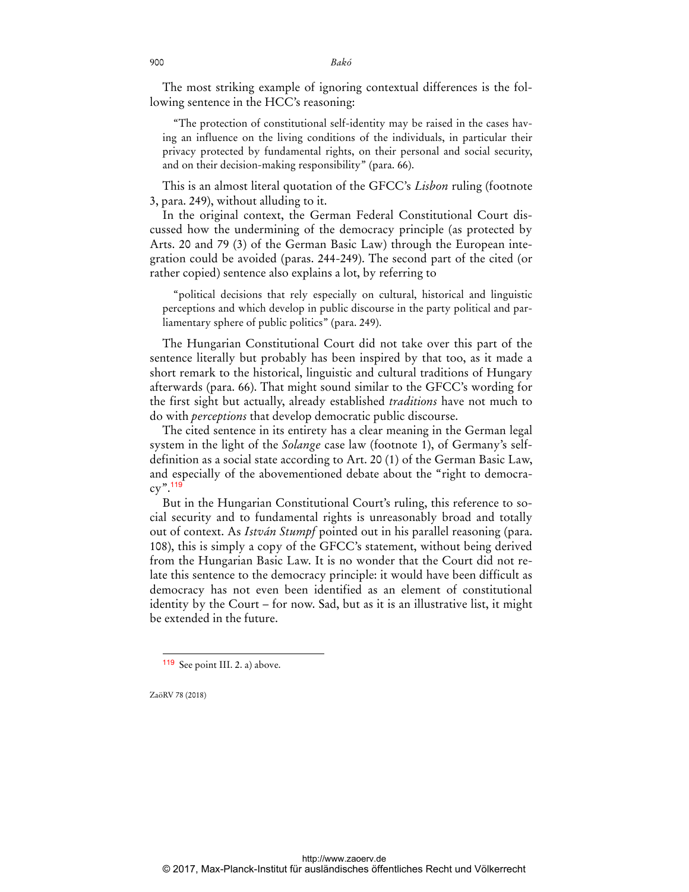The most striking example of ignoring contextual differences is the following sentence in the HCC's reasoning:

> "The protection of constitutional self-identity may be raised in the cases having an influence on the living conditions of the individuals, in particular their privacy protected by fundamental rights, on their personal and social security, and on their decision-making responsibility" (para. 66).

This is an almost literal quotation of the GFCC's *Lisbon* ruling (footnote 3, para. 249), without alluding to it.

In the original context, the German Federal Constitutional Court discussed how the undermining of the democracy principle (as protected by Arts. 20 and 79 (3) of the German Basic Law) through the European integration could be avoided (paras. 244-249). The second part of the cited (or rather copied) sentence also explains a lot, by referring to

> "political decisions that rely especially on cultural, historical and linguistic perceptions and which develop in public discourse in the party political and parliamentary sphere of public politics" (para. 249).

The Hungarian Constitutional Court did not take over this part of the sentence literally but probably has been inspired by that too, as it made a short remark to the historical, linguistic and cultural traditions of Hungary afterwards (para. 66). That might sound similar to the GFCC's wording for the first sight but actually, already established *traditions* have not much to do with *perceptions* that develop democratic public discourse.

The cited sentence in its entirety has a clear meaning in the German legal system in the light of the *Solange* case law (footnote 1), of Germany's self-definition as a social state according to Art. 20 (1) of the German Basic Law, and especially of the abovementioned debate about the "right to democracy".[119]

But in the Hungarian Constitutional Court's ruling, this reference to social security and to fundamental rights is unreasonably broad and totally out of context. As *István Stumpf* pointed out in his parallel reasoning (para. 108), this is simply a copy of the GFCC's statement, without being derived from the Hungarian Basic Law. It is no wonder that the Court did not relate this sentence to the democracy principle: it would have been difficult as democracy has not even been identified as an element of constitutional identity by the Court – for now. Sad, but as it is an illustrative list, it might be extended in the future.

---

[119] See point III. 2. a) above.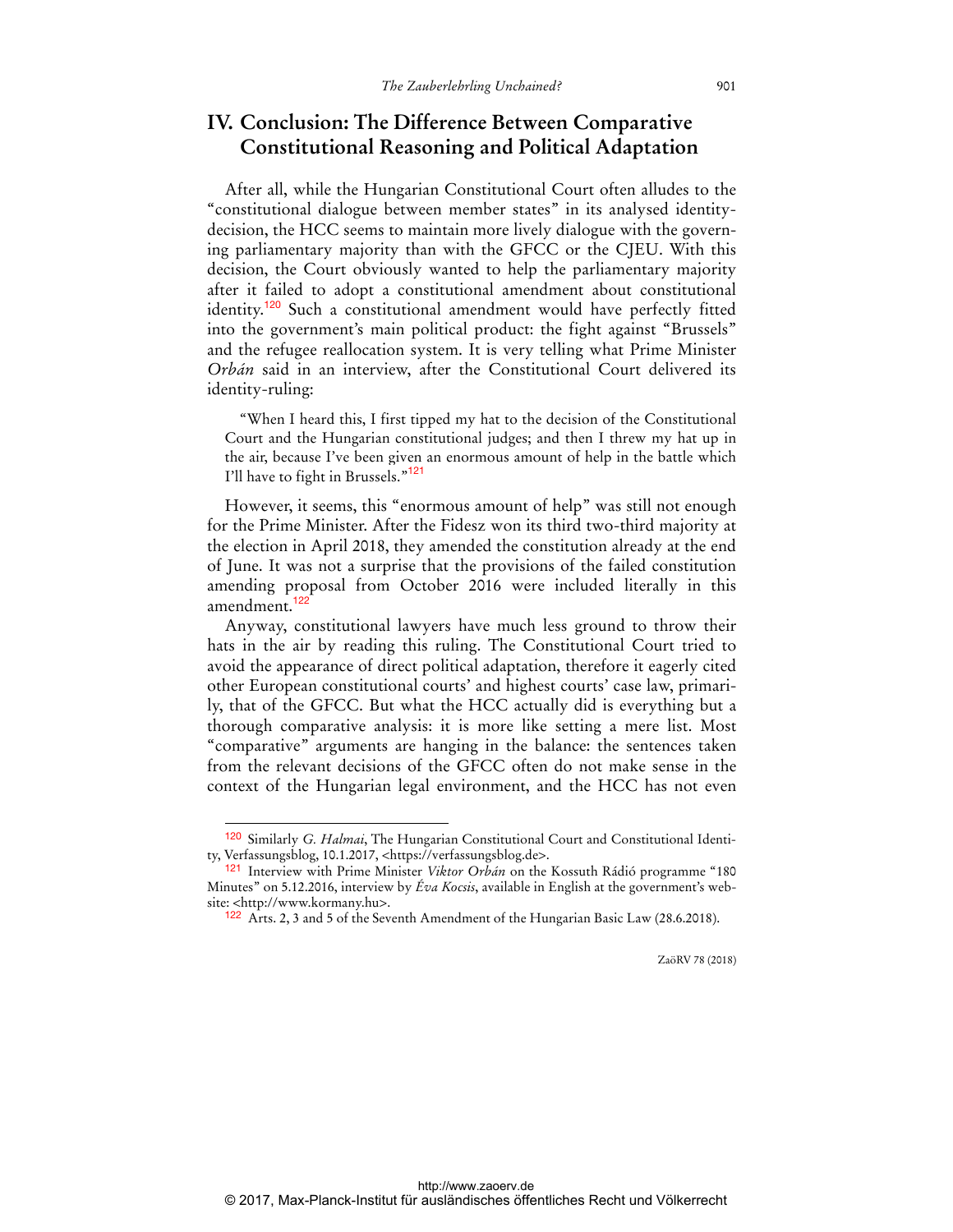## IV. Conclusion: The Difference Between Comparative Constitutional Reasoning and Political Adaptation

After all, while the Hungarian Constitutional Court often alludes to the "constitutional dialogue between member states" in its analysed identity-decision, the HCC seems to maintain more lively dialogue with the governing parliamentary majority than with the GFCC or the CJEU. With this decision, the Court obviously wanted to help the parliamentary majority after it failed to adopt a constitutional amendment about constitutional identity.[120] Such a constitutional amendment would have perfectly fitted into the government's main political product: the fight against "Brussels" and the refugee reallocation system. It is very telling what Prime Minister *Orbán* said in an interview, after the Constitutional Court delivered its identity-ruling:

> "When I heard this, I first tipped my hat to the decision of the Constitutional Court and the Hungarian constitutional judges; and then I threw my hat up in the air, because I've been given an enormous amount of help in the battle which I'll have to fight in Brussels."[121]

However, it seems, this "enormous amount of help" was still not enough for the Prime Minister. After the Fidesz won its third two-third majority at the election in April 2018, they amended the constitution already at the end of June. It was not a surprise that the provisions of the failed constitution amending proposal from October 2016 were included literally in this amendment.[122]

Anyway, constitutional lawyers have much less ground to throw their hats in the air by reading this ruling. The Constitutional Court tried to avoid the appearance of direct political adaptation, therefore it eagerly cited other European constitutional courts' and highest courts' case law, primarily, that of the GFCC. But what the HCC actually did is everything but a thorough comparative analysis: it is more like setting a mere list. Most "comparative" arguments are hanging in the balance: the sentences taken from the relevant decisions of the GFCC often do not make sense in the context of the Hungarian legal environment, and the HCC has not even

---

[120] Similarly *G. Halmai*, The Hungarian Constitutional Court and Constitutional Identity, Verfassungsblog, 10.1.2017, <https://verfassungsblog.de>.

[121] Interview with Prime Minister *Viktor Orbán* on the Kossuth Rádió programme "180 Minutes" on 5.12.2016, interview by *Éva Kocsis*, available in English at the government's website: <http://www.kormany.hu>.

[122] Arts. 2, 3 and 5 of the Seventh Amendment of the Hungarian Basic Law (28.6.2018).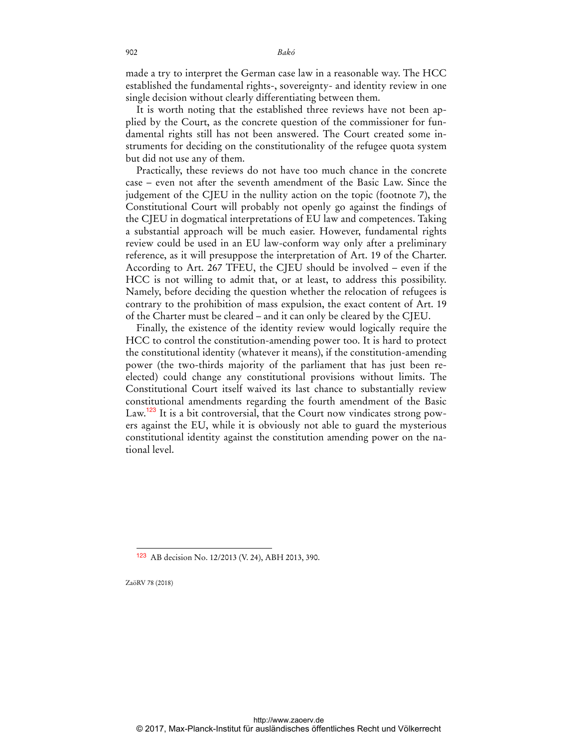made a try to interpret the German case law in a reasonable way. The HCC established the fundamental rights-, sovereignty- and identity review in one single decision without clearly differentiating between them.

It is worth noting that the established three reviews have not been applied by the Court, as the concrete question of the commissioner for fundamental rights still has not been answered. The Court created some instruments for deciding on the constitutionality of the refugee quota system but did not use any of them.

Practically, these reviews do not have too much chance in the concrete case – even not after the seventh amendment of the Basic Law. Since the judgement of the CJEU in the nullity action on the topic (footnote 7), the Constitutional Court will probably not openly go against the findings of the CJEU in dogmatical interpretations of EU law and competences. Taking a substantial approach will be much easier. However, fundamental rights review could be used in an EU law-conform way only after a preliminary reference, as it will presuppose the interpretation of Art. 19 of the Charter. According to Art. 267 TFEU, the CJEU should be involved – even if the HCC is not willing to admit that, or at least, to address this possibility. Namely, before deciding the question whether the relocation of refugees is contrary to the prohibition of mass expulsion, the exact content of Art. 19 of the Charter must be cleared – and it can only be cleared by the CJEU.

Finally, the existence of the identity review would logically require the HCC to control the constitution-amending power too. It is hard to protect the constitutional identity (whatever it means), if the constitution-amending power (the two-thirds majority of the parliament that has just been re-elected) could change any constitutional provisions without limits. The Constitutional Court itself waived its last chance to substantially review constitutional amendments regarding the fourth amendment of the Basic Law.[123] It is a bit controversial, that the Court now vindicates strong powers against the EU, while it is obviously not able to guard the mysterious constitutional identity against the constitution amending power on the national level.

---

[123] AB decision No. 12/2013 (V. 24), ABH 2013, 390.